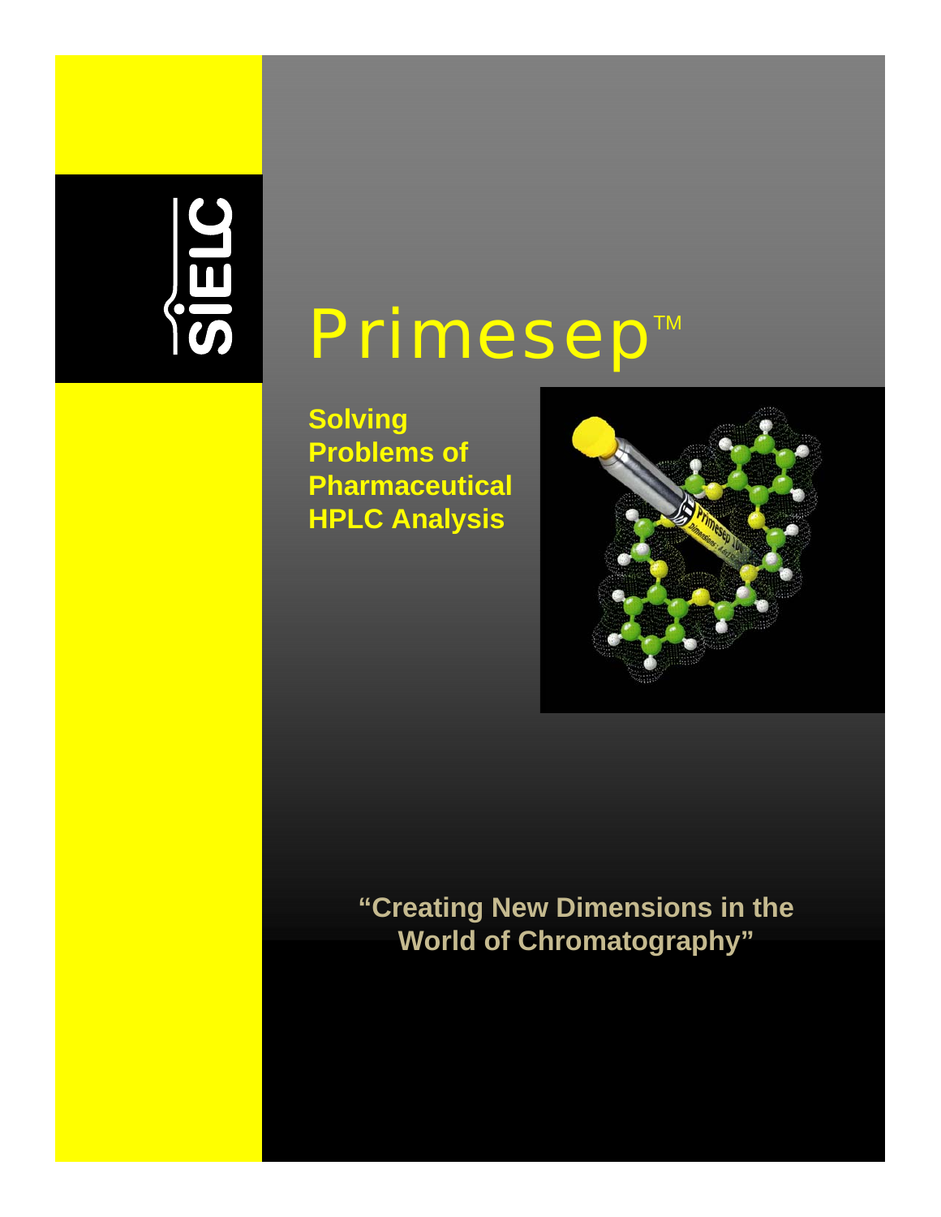SIELC

# Primesep™

## Solving Problems of Pharmaceutical HPLC Analysis

**"Creating New Dimensions in the World of Chromatography"**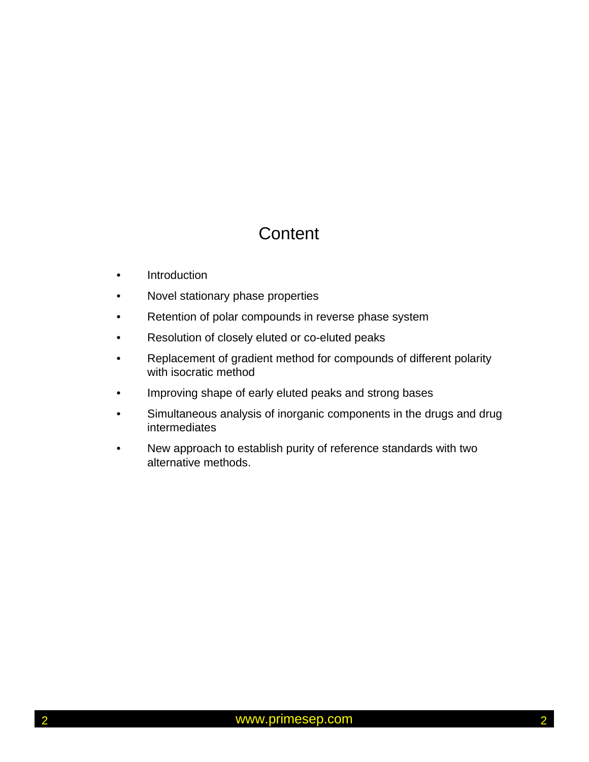# Content

- Introduction
- Novel stationary phase properties
- Retention of polar compounds in reverse phase system
- Resolution of closely eluted or co-eluted peaks
- Replacement of gradient method for compounds of different polarity with isocratic method
- Improving shape of early eluted peaks and strong bases
- Simultaneous analysis of inorganic components in the drugs and drug intermediates
- New approach to establish purity of reference standards with two alternative methods.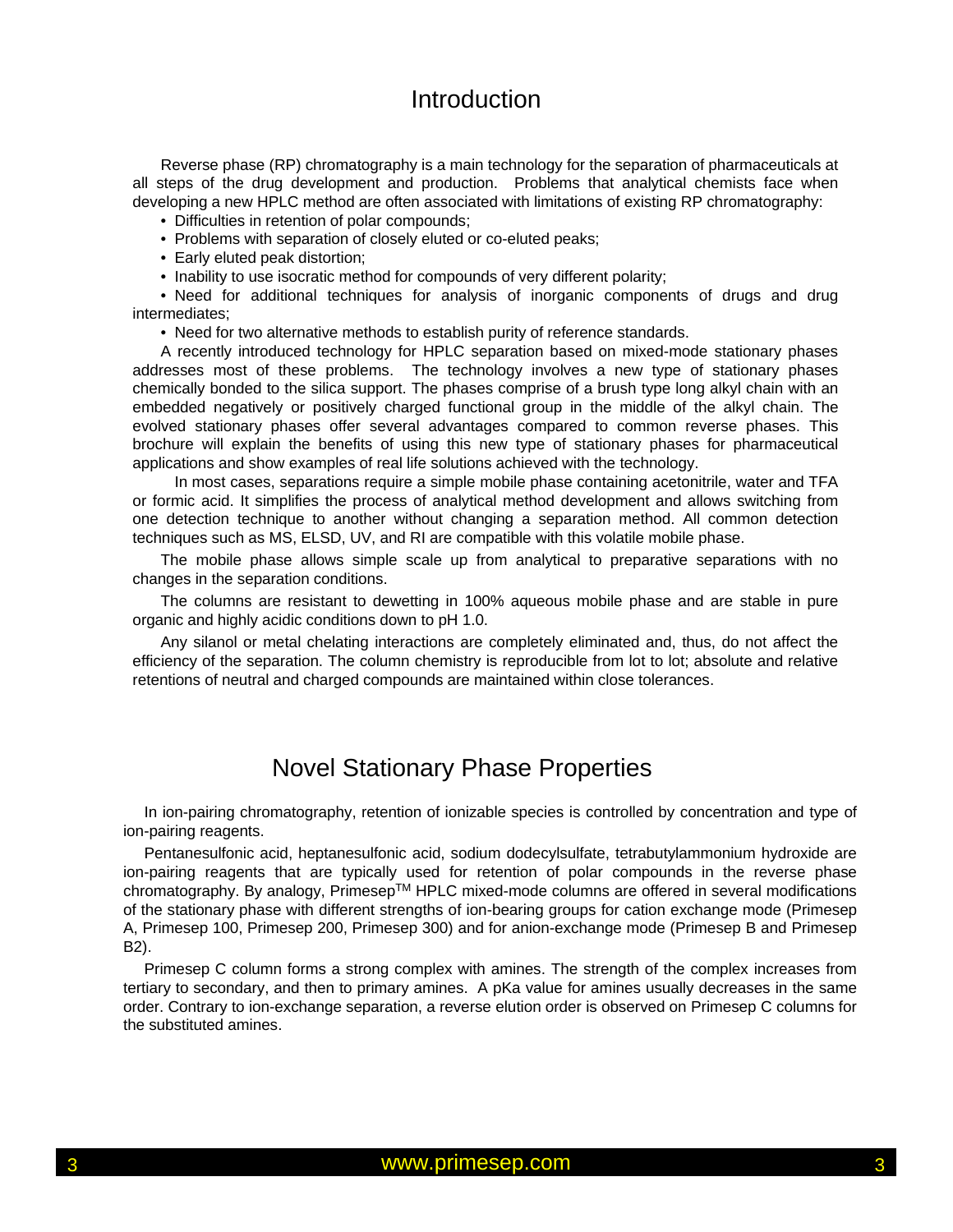# Introduction

Reverse phase (RP) chromatography is a main technology for the separation of pharmaceuticals at all steps of the drug development and production. Problems that analytical chemists face when developing a new HPLC method are often associated with limitations of existing RP chromatography:

- Difficulties in retention of polar compounds;
- Problems with separation of closely eluted or co-eluted peaks;
- Early eluted peak distortion;
- Inability to use isocratic method for compounds of very different polarity;
- Need for additional techniques for analysis of inorganic components of drugs and drug intermediates;
- Need for two alternative methods to establish purity of reference standards.

A recently introduced technology for HPLC separation based on mixed-mode stationary phases addresses most of these problems. The technology involves a new type of stationary phases chemically bonded to the silica support. The phases comprise of a brush type long alkyl chain with an embedded negatively or positively charged functional group in the middle of the alkyl chain. The evolved stationary phases offer several advantages compared to common reverse phases. This brochure will explain the benefits of using this new type of stationary phases for pharmaceutical applications and show examples of real life solutions achieved with the technology.

In most cases, separations require a simple mobile phase containing acetonitrile, water and TFA or formic acid. It simplifies the process of analytical method development and allows switching from one detection technique to another without changing a separation method. All common detection techniques such as MS, ELSD, UV, and RI are compatible with this volatile mobile phase.

The mobile phase allows simple scale up from analytical to preparative separations with no changes in the separation conditions.

The columns are resistant to dewetting in 100% aqueous mobile phase and are stable in pure organic and highly acidic conditions down to pH 1.0.

Any silanol or metal chelating interactions are completely eliminated and, thus, do not affect the efficiency of the separation. The column chemistry is reproducible from lot to lot; absolute and relative retentions of neutral and charged compounds are maintained within close tolerances.

# Novel Stationary Phase Properties

In ion-pairing chromatography, retention of ionizable species is controlled by concentration and type of ion-pairing reagents.

Pentanesulfonic acid, heptanesulfonic acid, sodium dodecylsulfate, tetrabutylammonium hydroxide are ion-pairing reagents that are typically used for retention of polar compounds in the reverse phase chromatography. By analogy, Primesep™ HPLC mixed-mode columns are offered in several modifications of the stationary phase with different strengths of ion-bearing groups for cation exchange mode (Primesep A, Primesep 100, Primesep 200, Primesep 300) and for anion-exchange mode (Primesep B and Primesep B2).

Primesep C column forms a strong complex with amines. The strength of the complex increases from tertiary to secondary, and then to primary amines. A pKa value for amines usually decreases in the same order. Contrary to ion-exchange separation, a reverse elution order is observed on Primesep C columns for the substituted amines.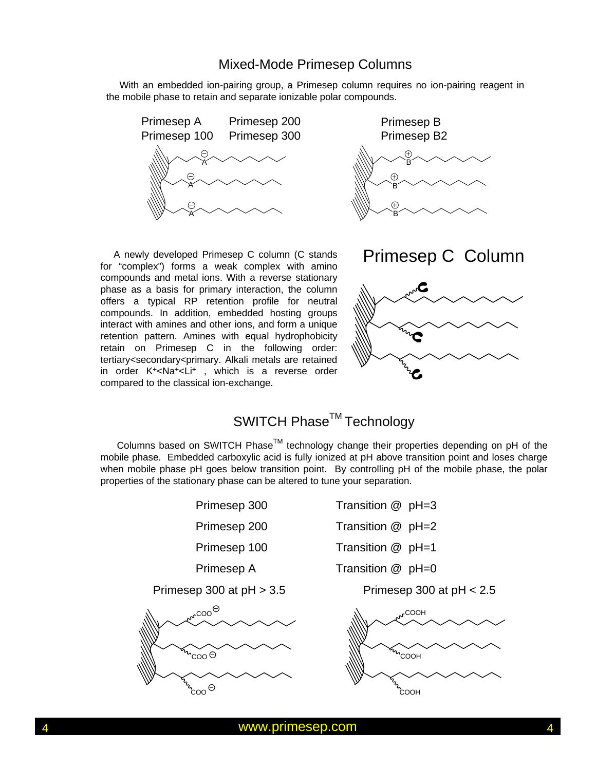## Mixed-Mode Primesep Columns

With an embedded ion-pairing group, a Primesep column requires no ion-pairing reagent in the mobile phase to retain and separate ionizable polar compounds.

Primesep A Primesep 200
Primesep 100 Primesep 300

Primesep B
Primesep B2

## Primesep C Column

A newly developed Primesep C column (C stands for "complex") forms a weak complex with amino compounds and metal ions. With a reverse stationary phase as a basis for primary interaction, the column offers a typical RP retention profile for neutral compounds. In addition, embedded hosting groups interact with amines and other ions, and form a unique retention pattern. Amines with equal hydrophobicity retain on Primesep C in the following order: tertiary<secondary<primary. Alkali metals are retained in order $K^+ < Na^+ < Li^+$ , which is a reverse order compared to the classical ion-exchange.

## SWITCH Phase™ Technology

Columns based on SWITCH Phase™ technology change their properties depending on pH of the mobile phase. Embedded carboxylic acid is fully ionized at pH above transition point and loses charge when mobile phase pH goes below transition point. By controlling pH of the mobile phase, the polar properties of the stationary phase can be altered to tune your separation.

| Column | Transition |
|---|---|
| Primesep 300 | Transition @ pH=3 |
| Primesep 200 | Transition @ pH=2 |
| Primesep 100 | Transition @ pH=1 |
| Primesep A | Transition @ pH=0 |

Primesep 300 at pH > 3.5

Primesep 300 at pH < 2.5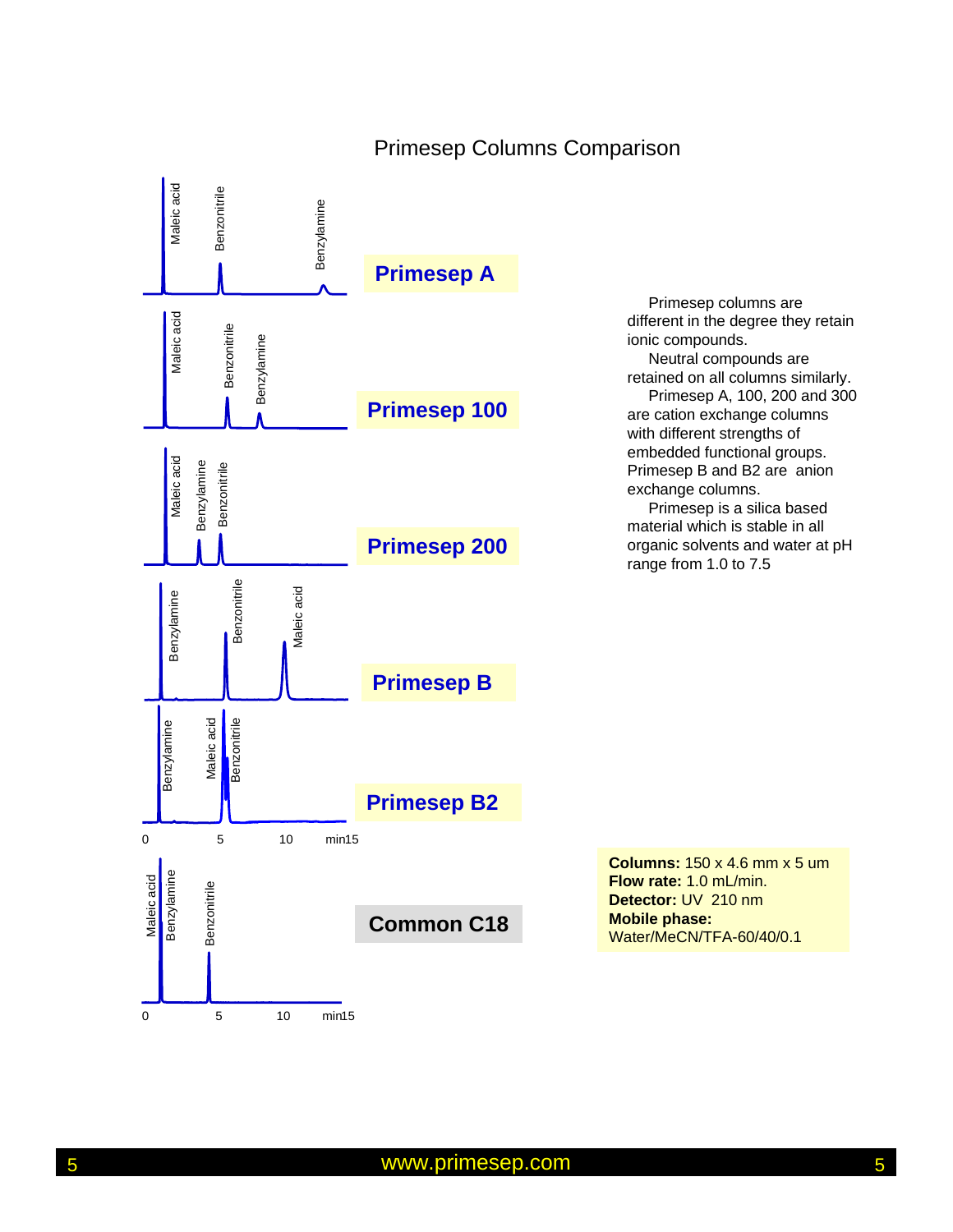# Primesep Columns Comparison

Primesep A

Primesep 100

Primesep 200

Primesep B

Primesep B2

Common C18

Primesep columns are different in the degree they retain ionic compounds.
Neutral compounds are retained on all columns similarly.
Primesep A, 100, 200 and 300 are cation exchange columns with different strengths of embedded functional groups. Primesep B and B2 are anion exchange columns.
Primesep is a silica based material which is stable in all organic solvents and water at pH range from 1.0 to 7.5

**Columns:** 150 x 4.6 mm x 5 um
**Flow rate:** 1.0 mL/min.
**Detector:** UV 210 nm
**Mobile phase:**
Water/MeCN/TFA-60/40/0.1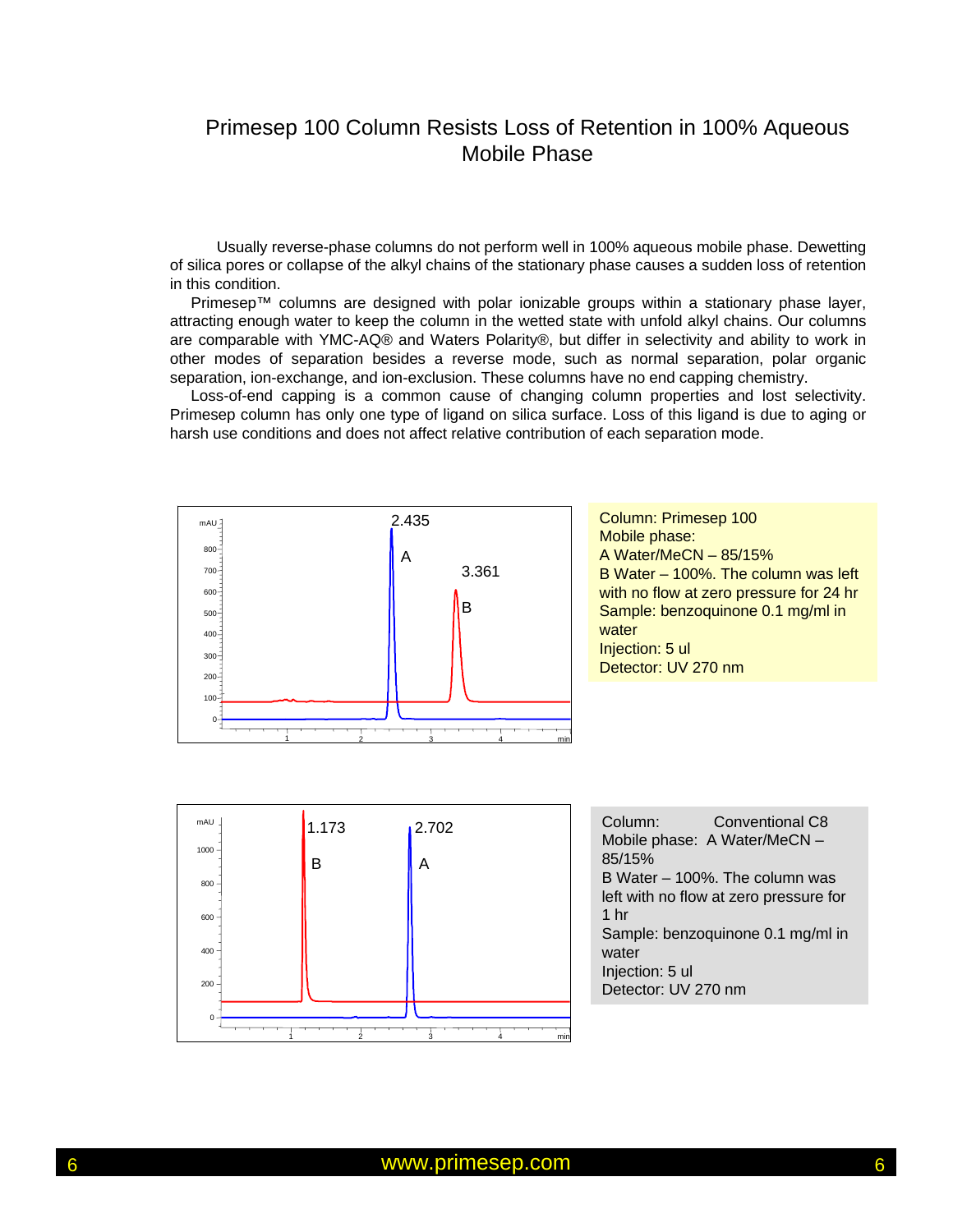# Primesep 100 Column Resists Loss of Retention in 100% Aqueous Mobile Phase

Usually reverse-phase columns do not perform well in 100% aqueous mobile phase. Dewetting of silica pores or collapse of the alkyl chains of the stationary phase causes a sudden loss of retention in this condition.

Primesep™ columns are designed with polar ionizable groups within a stationary phase layer, attracting enough water to keep the column in the wetted state with unfold alkyl chains. Our columns are comparable with YMC-AQ® and Waters Polarity®, but differ in selectivity and ability to work in other modes of separation besides a reverse mode, such as normal separation, polar organic separation, ion-exchange, and ion-exclusion. These columns have no end capping chemistry.

Loss-of-end capping is a common cause of changing column properties and lost selectivity. Primesep column has only one type of ligand on silica surface. Loss of this ligand is due to aging or harsh use conditions and does not affect relative contribution of each separation mode.

Column: Primesep 100
Mobile phase:
A Water/MeCN – 85/15%
B Water – 100%. The column was left with no flow at zero pressure for 24 hr
Sample: benzoquinone 0.1 mg/ml in water
Injection: 5 ul
Detector: UV 270 nm

Column: Conventional C8
Mobile phase: A Water/MeCN – 85/15%
B Water – 100%. The column was left with no flow at zero pressure for 1 hr
Sample: benzoquinone 0.1 mg/ml in water
Injection: 5 ul
Detector: UV 270 nm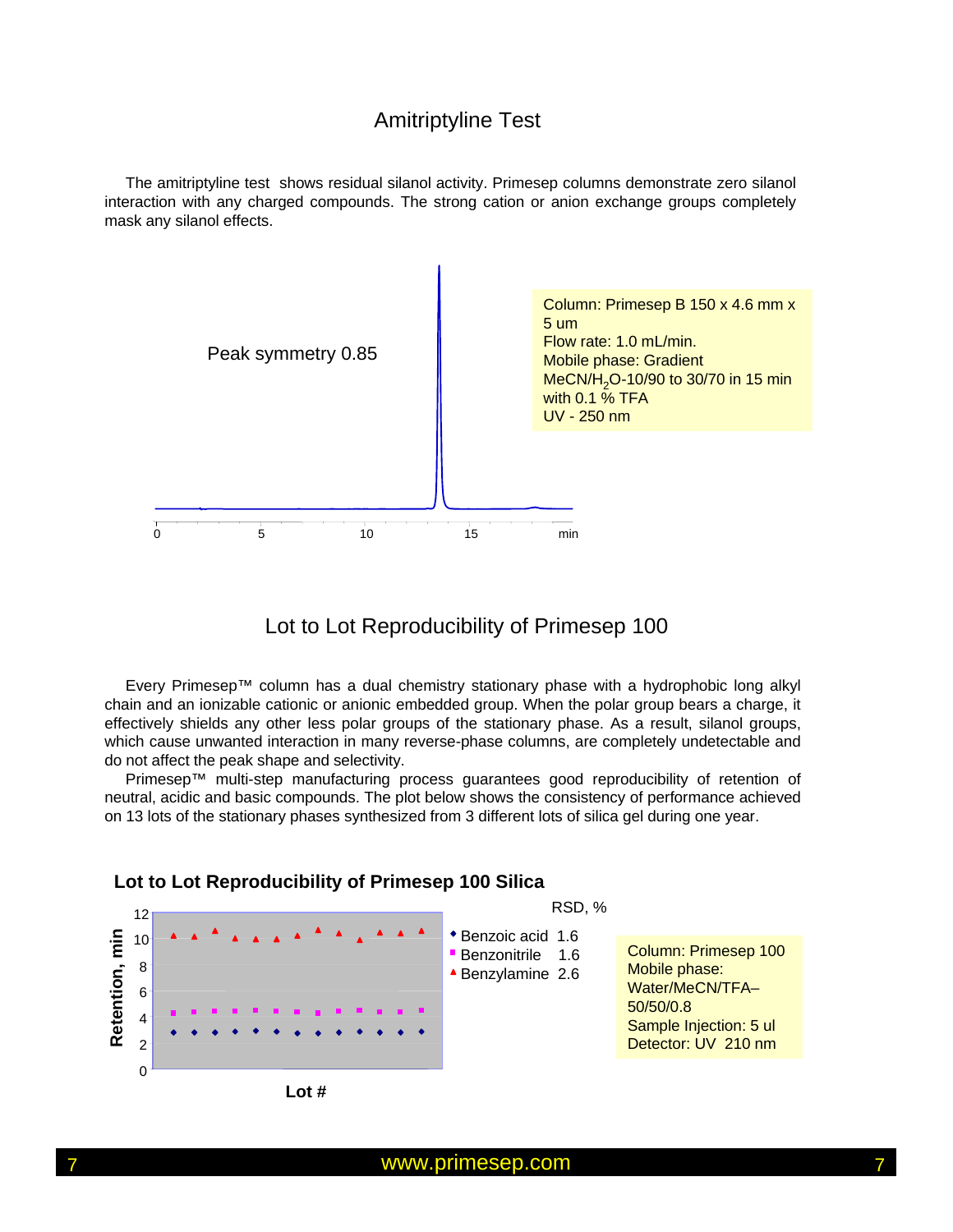## Amitriptyline Test

The amitriptyline test shows residual silanol activity. Primesep columns demonstrate zero silanol interaction with any charged compounds. The strong cation or anion exchange groups completely mask any silanol effects.

Peak symmetry 0.85

Column: Primesep B 150 x 4.6 mm x 5 um
Flow rate: 1.0 mL/min.
Mobile phase: Gradient $MeCN/H_2O$-10/90 to 30/70 in 15 min with 0.1 % TFA
UV - 250 nm

## Lot to Lot Reproducibility of Primesep 100

Every Primesep™ column has a dual chemistry stationary phase with a hydrophobic long alkyl chain and an ionizable cationic or anionic embedded group. When the polar group bears a charge, it effectively shields any other less polar groups of the stationary phase. As a result, silanol groups, which cause unwanted interaction in many reverse-phase columns, are completely undetectable and do not affect the peak shape and selectivity.

Primesep™ multi-step manufacturing process guarantees good reproducibility of retention of neutral, acidic and basic compounds. The plot below shows the consistency of performance achieved on 13 lots of the stationary phases synthesized from 3 different lots of silica gel during one year.

**Lot to Lot Reproducibility of Primesep 100 Silica**

| | RSD, % |
|---|---|
| Benzoic acid | 1.6 |
| Benzonitrile | 1.6 |
| Benzylamine | 2.6 |

Column: Primesep 100
Mobile phase: Water/MeCN/TFA– 50/50/0.8
Sample Injection: 5 ul
Detector: UV 210 nm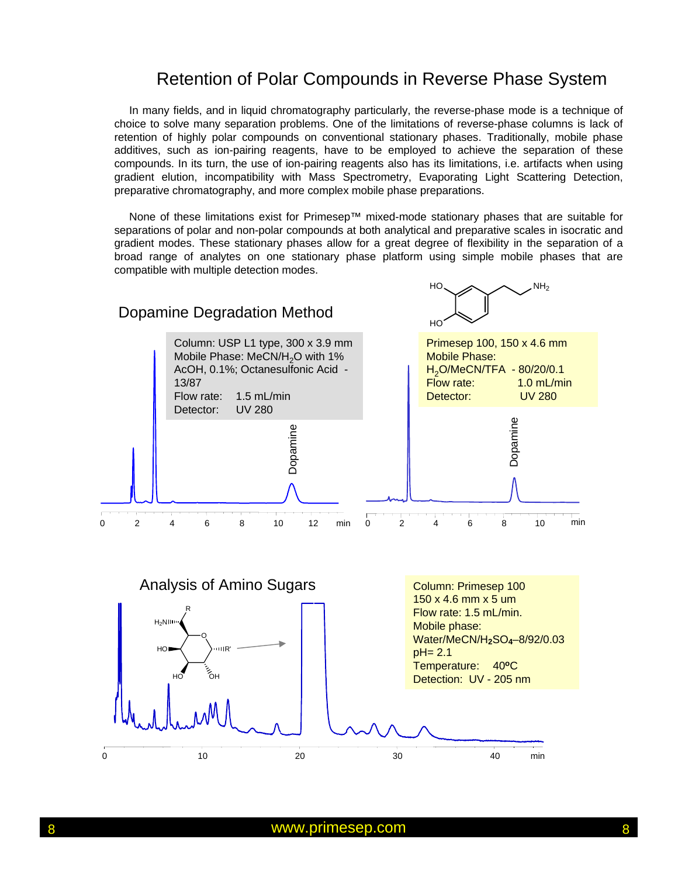# Retention of Polar Compounds in Reverse Phase System

In many fields, and in liquid chromatography particularly, the reverse-phase mode is a technique of choice to solve many separation problems. One of the limitations of reverse-phase columns is lack of retention of highly polar compounds on conventional stationary phases. Traditionally, mobile phase additives, such as ion-pairing reagents, have to be employed to achieve the separation of these compounds. In its turn, the use of ion-pairing reagents also has its limitations, i.e. artifacts when using gradient elution, incompatibility with Mass Spectrometry, Evaporating Light Scattering Detection, preparative chromatography, and more complex mobile phase preparations.

None of these limitations exist for Primesep™ mixed-mode stationary phases that are suitable for separations of polar and non-polar compounds at both analytical and preparative scales in isocratic and gradient modes. These stationary phases allow for a great degree of flexibility in the separation of a broad range of analytes on one stationary phase platform using simple mobile phases that are compatible with multiple detection modes.

## Dopamine Degradation Method

Column: USP L1 type, 300 x 3.9 mm
Mobile Phase: MeCN/$H_2O$ with 1% AcOH, 0.1%; Octanesulfonic Acid - 13/87
Flow rate: 1.5 mL/min
Detector: UV 280

Primesep 100, 150 x 4.6 mm
Mobile Phase: $H_2O$/MeCN/TFA - 80/20/0.1
Flow rate: 1.0 mL/min
Detector: UV 280

## Analysis of Amino Sugars

Column: Primesep 100
150 x 4.6 mm x 5 um
Flow rate: 1.5 mL/min.
Mobile phase: Water/MeCN/$H_2SO_4$–8/92/0.03
pH= 2.1
Temperature: 40ºC
Detection: UV - 205 nm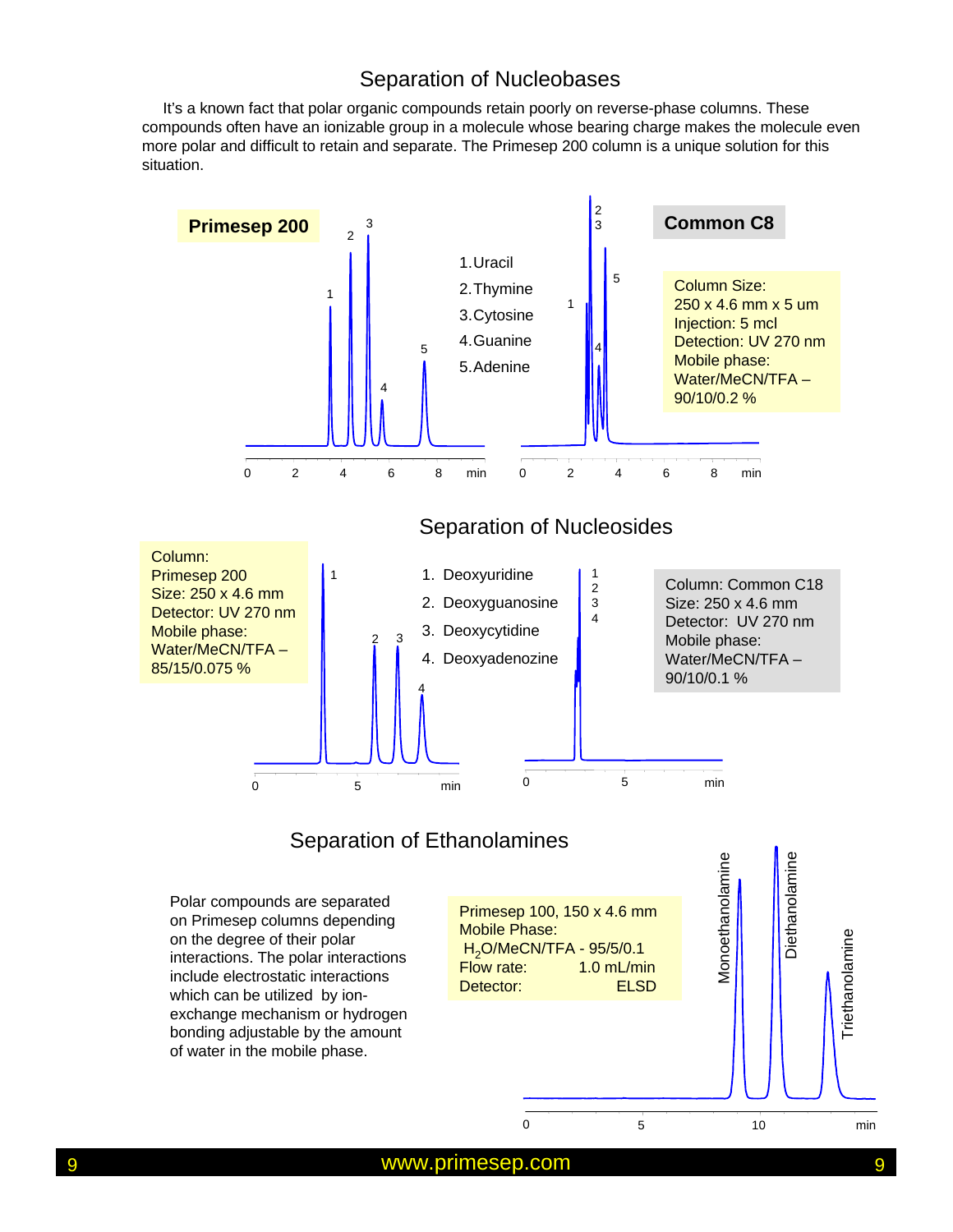## Separation of Nucleobases

It's a known fact that polar organic compounds retain poorly on reverse-phase columns. These compounds often have an ionizable group in a molecule whose bearing charge makes the molecule even more polar and difficult to retain and separate. The Primesep 200 column is a unique solution for this situation.

**Primesep 200**

**Common C8**

1. Uracil
2. Thymine
3. Cytosine
4. Guanine
5. Adenine

Column Size: 250 x 4.6 mm x 5 um
Injection: 5 mcl
Detection: UV 270 nm
Mobile phase: Water/MeCN/TFA – 90/10/0.2 %

## Separation of Nucleosides

Column: Primesep 200
Size: 250 x 4.6 mm
Detector: UV 270 nm
Mobile phase: Water/MeCN/TFA – 85/15/0.075 %

1. Deoxyuridine
2. Deoxyguanosine
3. Deoxycytidine
4. Deoxyadenozine

Column: Common C18
Size: 250 x 4.6 mm
Detector: UV 270 nm
Mobile phase: Water/MeCN/TFA – 90/10/0.1 %

## Separation of Ethanolamines

Polar compounds are separated on Primesep columns depending on the degree of their polar interactions. The polar interactions include electrostatic interactions which can be utilized by ion-exchange mechanism or hydrogen bonding adjustable by the amount of water in the mobile phase.

Primesep 100, 150 x 4.6 mm
Mobile Phase: $H_2O$/MeCN/TFA - 95/5/0.1
Flow rate: 1.0 mL/min
Detector: ELSD

Monoethanolamine, Diethanolamine, Triethanolamine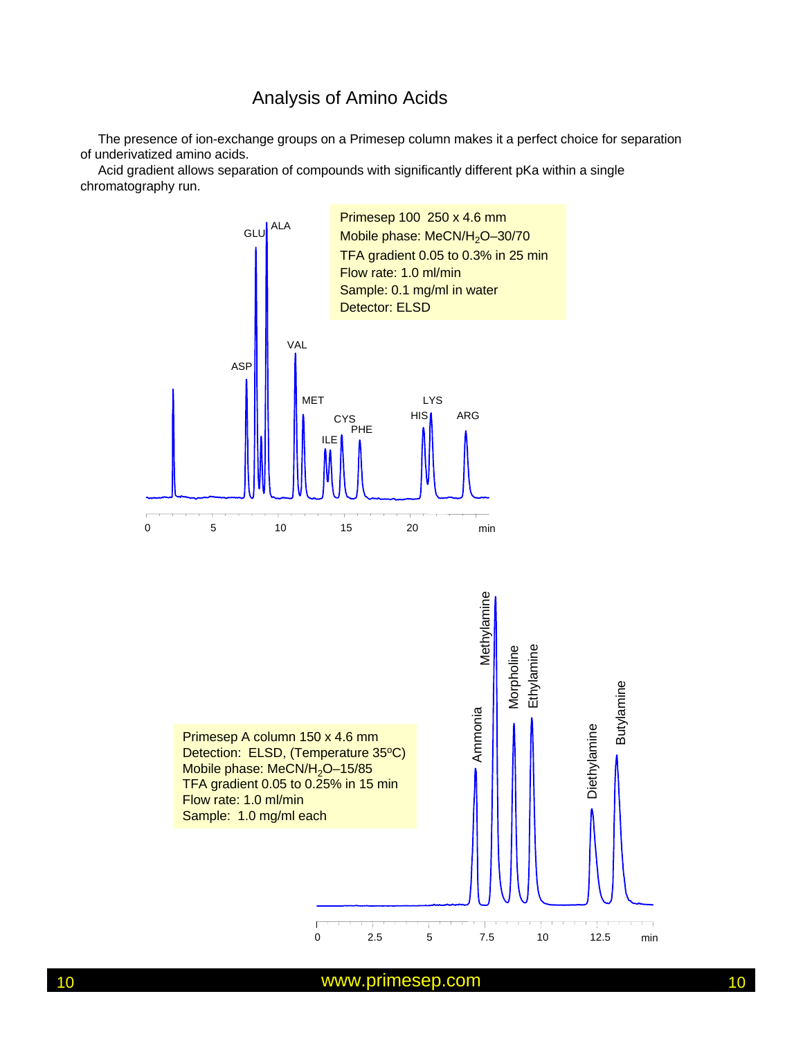# Analysis of Amino Acids

The presence of ion-exchange groups on a Primesep column makes it a perfect choice for separation of underivatized amino acids.

Acid gradient allows separation of compounds with significantly different pKa within a single chromatography run.

Primesep 100 250 x 4.6 mm
Mobile phase: MeCN/$H_2O$–30/70
TFA gradient 0.05 to 0.3% in 25 min
Flow rate: 1.0 ml/min
Sample: 0.1 mg/ml in water
Detector: ELSD

Primesep A column 150 x 4.6 mm
Detection: ELSD, (Temperature 35°C)
Mobile phase: MeCN/$H_2O$–15/85
TFA gradient 0.05 to 0.25% in 15 min
Flow rate: 1.0 ml/min
Sample: 1.0 mg/ml each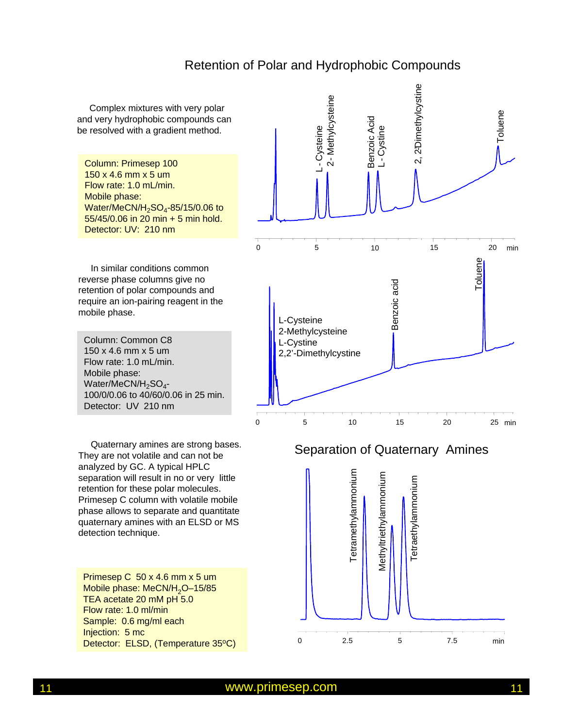# Retention of Polar and Hydrophobic Compounds

Complex mixtures with very polar and very hydrophobic compounds can be resolved with a gradient method.

Column: Primesep 100
150 x 4.6 mm x 5 um
Flow rate: 1.0 mL/min.
Mobile phase:
Water/MeCN/$H_2SO_4$-85/15/0.06 to 55/45/0.06 in 20 min + 5 min hold.
Detector: UV: 210 nm

L - Cysteine, 2- Methylcysteine, Benzoic Acid, L - Cystine, 2, 2'Dimethylcystine, Toluene

0 5 10 15 20 min

In similar conditions common reverse phase columns give no retention of polar compounds and require an ion-pairing reagent in the mobile phase.

Column: Common C8
150 x 4.6 mm x 5 um
Flow rate: 1.0 mL/min.
Mobile phase:
Water/MeCN/$H_2SO_4$-
100/0/0.06 to 40/60/0.06 in 25 min.
Detector: UV 210 nm

L-Cysteine
2-Methylcysteine
L-Cystine
2,2'-Dimethylcystine

Benzoic acid, Toluene

0 5 10 15 20 25 min

## Separation of Quaternary Amines

Quaternary amines are strong bases. They are not volatile and can not be analyzed by GC. A typical HPLC separation will result in no or very little retention for these polar molecules. Primesep C column with volatile mobile phase allows to separate and quantitate quaternary amines with an ELSD or MS detection technique.

Primesep C 50 x 4.6 mm x 5 um
Mobile phase: MeCN/$H_2O$–15/85
TEA acetate 20 mM pH 5.0
Flow rate: 1.0 ml/min
Sample: 0.6 mg/ml each
Injection: 5 mc
Detector: ELSD, (Temperature 35ºC)

Tetramethylammonium, Methyltriethylammonium, Tetraethylammonium

0 2.5 5 7.5 min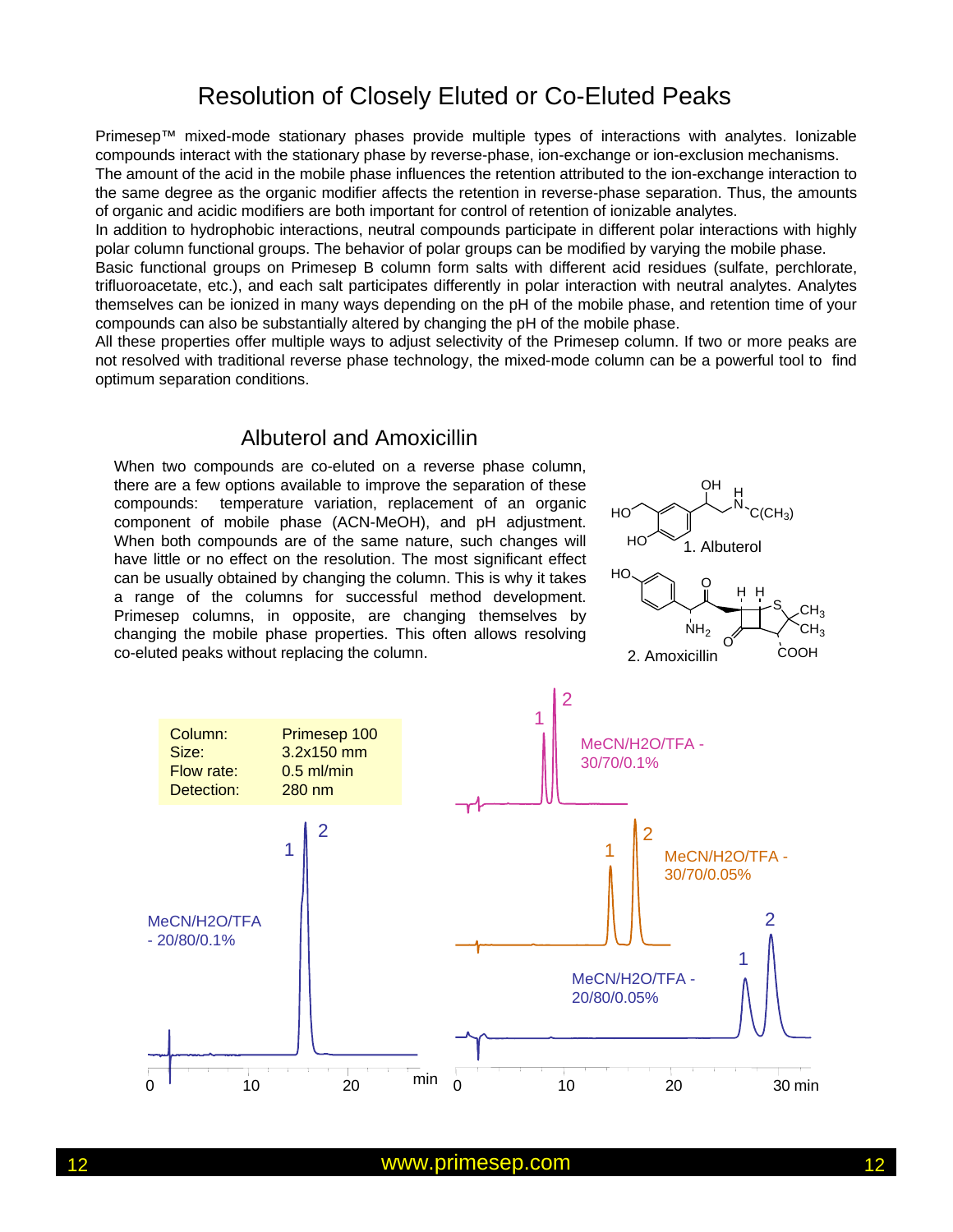# Resolution of Closely Eluted or Co-Eluted Peaks

Primesep™ mixed-mode stationary phases provide multiple types of interactions with analytes. Ionizable compounds interact with the stationary phase by reverse-phase, ion-exchange or ion-exclusion mechanisms. The amount of the acid in the mobile phase influences the retention attributed to the ion-exchange interaction to the same degree as the organic modifier affects the retention in reverse-phase separation. Thus, the amounts of organic and acidic modifiers are both important for control of retention of ionizable analytes.
In addition to hydrophobic interactions, neutral compounds participate in different polar interactions with highly polar column functional groups. The behavior of polar groups can be modified by varying the mobile phase.
Basic functional groups on Primesep B column form salts with different acid residues (sulfate, perchlorate, trifluoroacetate, etc.), and each salt participates differently in polar interaction with neutral analytes. Analytes themselves can be ionized in many ways depending on the pH of the mobile phase, and retention time of your compounds can also be substantially altered by changing the pH of the mobile phase.
All these properties offer multiple ways to adjust selectivity of the Primesep column. If two or more peaks are not resolved with traditional reverse phase technology, the mixed-mode column can be a powerful tool to find optimum separation conditions.

## Albuterol and Amoxicillin

When two compounds are co-eluted on a reverse phase column, there are a few options available to improve the separation of these compounds: temperature variation, replacement of an organic component of mobile phase (ACN-MeOH), and pH adjustment. When both compounds are of the same nature, such changes will have little or no effect on the resolution. The most significant effect can be usually obtained by changing the column. This is why it takes a range of the columns for successful method development. Primesep columns, in opposite, are changing themselves by changing the mobile phase properties. This often allows resolving co-eluted peaks without replacing the column.

1. Albuterol

2. Amoxicillin

| | |
|---|---|
| Column: | Primesep 100 |
| Size: | 3.2x150 mm |
| Flow rate: | 0.5 ml/min |
| Detection: | 280 nm |

MeCN/H2O/TFA - 20/80/0.1%

MeCN/H2O/TFA - 30/70/0.1%

MeCN/H2O/TFA - 30/70/0.05%

MeCN/H2O/TFA - 20/80/0.05%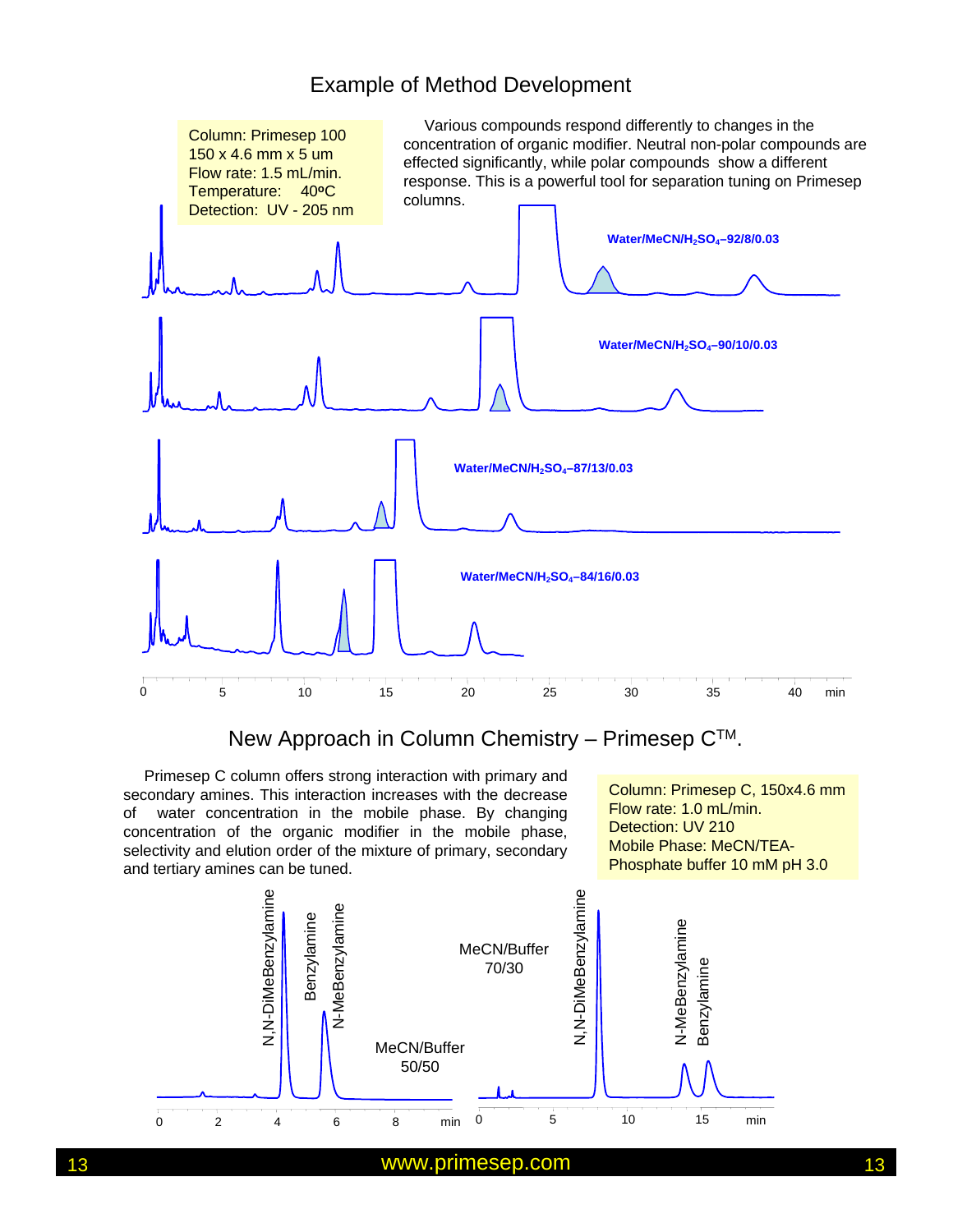# Example of Method Development

Column: Primesep 100
150 x 4.6 mm x 5 um
Flow rate: 1.5 mL/min.
Temperature: 40°C
Detection: UV - 205 nm

Various compounds respond differently to changes in the concentration of organic modifier. Neutral non-polar compounds are effected significantly, while polar compounds show a different response. This is a powerful tool for separation tuning on Primesep columns.

Water/MeCN/$H_2SO_4$–92/8/0.03

Water/MeCN/$H_2SO_4$–90/10/0.03

Water/MeCN/$H_2SO_4$–87/13/0.03

Water/MeCN/$H_2SO_4$–84/16/0.03

# New Approach in Column Chemistry – Primesep C™.

Primesep C column offers strong interaction with primary and secondary amines. This interaction increases with the decrease of water concentration in the mobile phase. By changing concentration of the organic modifier in the mobile phase, selectivity and elution order of the mixture of primary, secondary and tertiary amines can be tuned.

Column: Primesep C, 150x4.6 mm
Flow rate: 1.0 mL/min.
Detection: UV 210
Mobile Phase: MeCN/TEA-Phosphate buffer 10 mM pH 3.0

MeCN/Buffer 50/50: N,N-DiMeBenzylamine, Benzylamine, N-MeBenzylamine

MeCN/Buffer 70/30: N,N-DiMeBenzylamine, N-MeBenzylamine, Benzylamine

www.primesep.com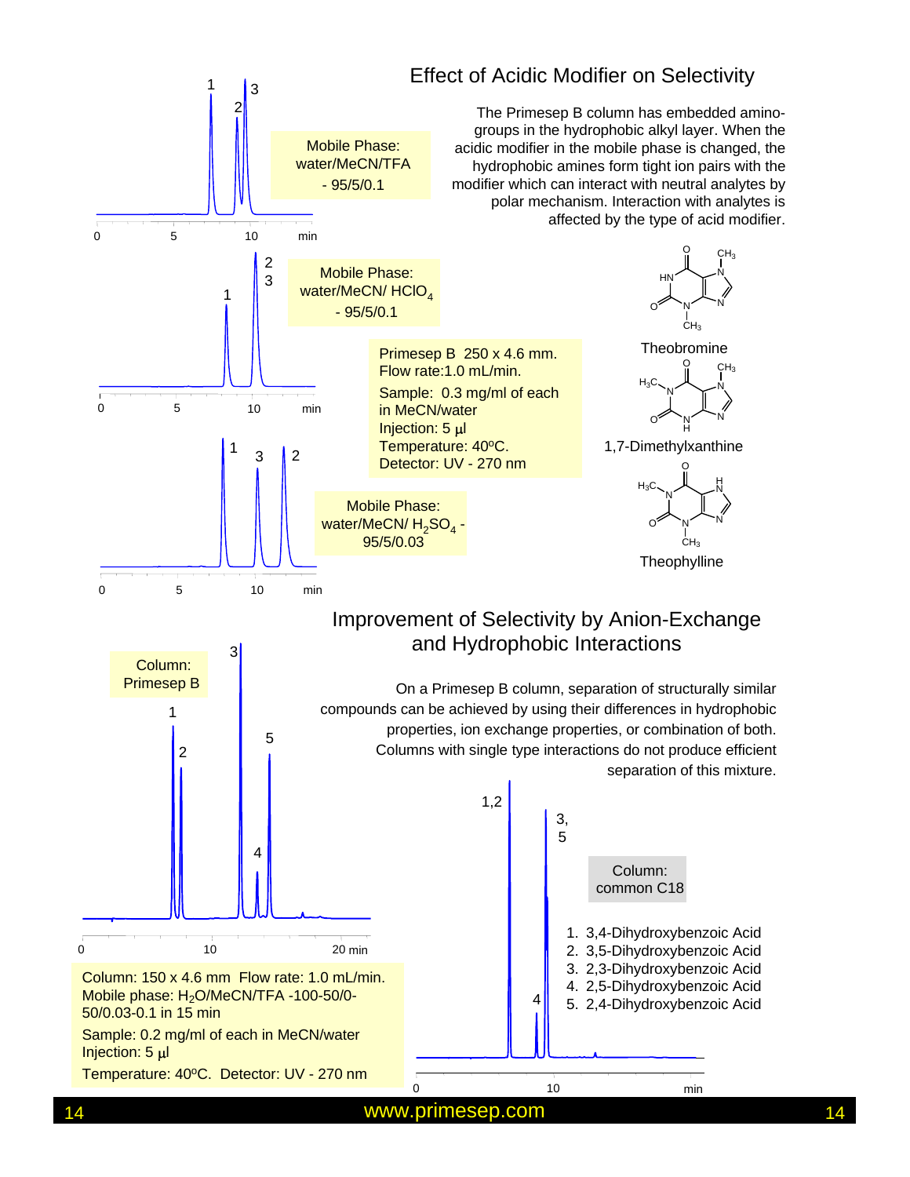## Effect of Acidic Modifier on Selectivity

The Primesep B column has embedded amino-groups in the hydrophobic alkyl layer. When the acidic modifier in the mobile phase is changed, the hydrophobic amines form tight ion pairs with the modifier which can interact with neutral analytes by polar mechanism. Interaction with analytes is affected by the type of acid modifier.

Mobile Phase: water/MeCN/TFA - 95/5/0.1

Mobile Phase: water/MeCN/ $HClO_4$ - 95/5/0.1

Mobile Phase: water/MeCN/ $H_2SO_4$ - 95/5/0.03

Primesep B 250 x 4.6 mm.
Flow rate:1.0 mL/min.
Sample: 0.3 mg/ml of each in MeCN/water
Injection: 5 µl
Temperature: 40ºC.
Detector: UV - 270 nm

Theobromine

1,7-Dimethylxanthine

Theophylline

## Improvement of Selectivity by Anion-Exchange and Hydrophobic Interactions

On a Primesep B column, separation of structurally similar compounds can be achieved by using their differences in hydrophobic properties, ion exchange properties, or combination of both. Columns with single type interactions do not produce efficient separation of this mixture.

Column: Primesep B

Column: common C18

1. 3,4-Dihydroxybenzoic Acid
2. 3,5-Dihydroxybenzoic Acid
3. 2,3-Dihydroxybenzoic Acid
4. 2,5-Dihydroxybenzoic Acid
5. 2,4-Dihydroxybenzoic Acid

Column: 150 x 4.6 mm Flow rate: 1.0 mL/min.
Mobile phase: $H_2O$/MeCN/TFA -100-50/0-50/0.03-0.1 in 15 min
Sample: 0.2 mg/ml of each in MeCN/water
Injection: 5 µl
Temperature: 40ºC. Detector: UV - 270 nm

www.primesep.com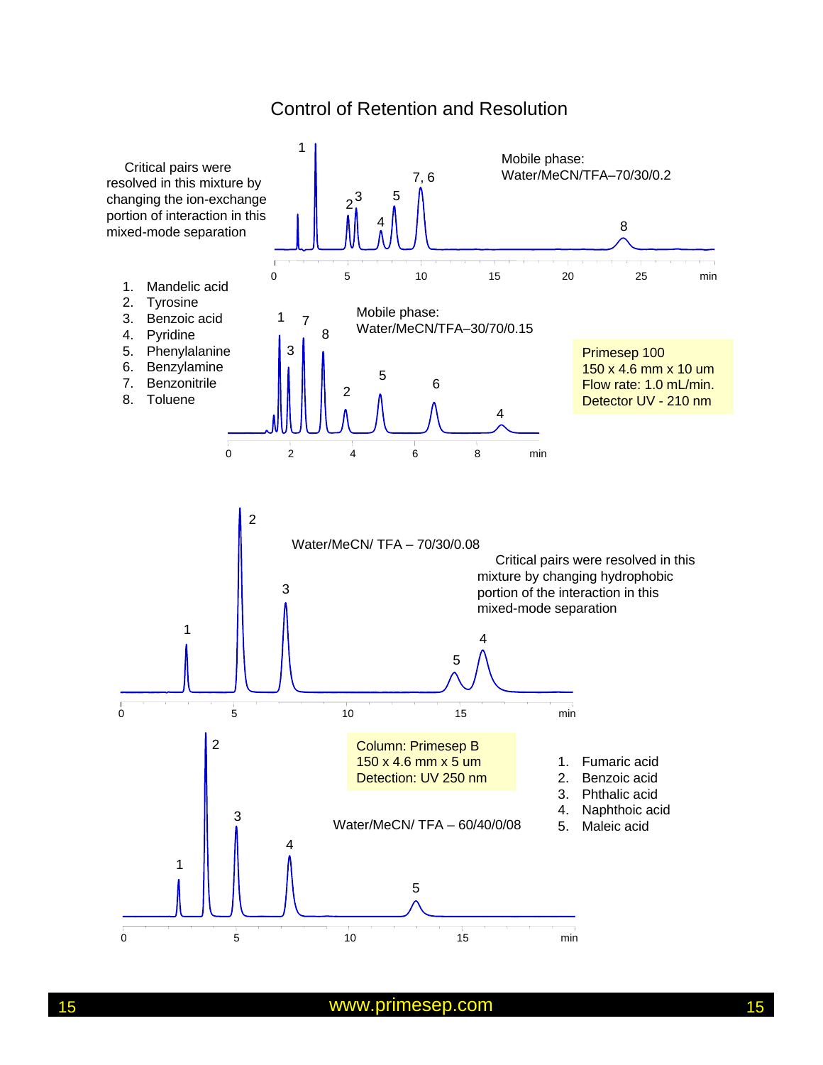# Control of Retention and Resolution

Critical pairs were resolved in this mixture by changing the ion-exchange portion of interaction in this mixed-mode separation

Mobile phase:
Water/MeCN/TFA–70/30/0.2

Mobile phase:
Water/MeCN/TFA–30/70/0.15

1. Mandelic acid
2. Tyrosine
3. Benzoic acid
4. Pyridine
5. Phenylalanine
6. Benzylamine
7. Benzonitrile
8. Toluene

Primesep 100
150 x 4.6 mm x 10 um
Flow rate: 1.0 mL/min.
Detector UV - 210 nm

Water/MeCN/ TFA – 70/30/0.08

Critical pairs were resolved in this mixture by changing hydrophobic portion of the interaction in this mixed-mode separation

Column: Primesep B
150 x 4.6 mm x 5 um
Detection: UV 250 nm

Water/MeCN/ TFA – 60/40/0/08

1. Fumaric acid
2. Benzoic acid
3. Phthalic acid
4. Naphthoic acid
5. Maleic acid

www.primesep.com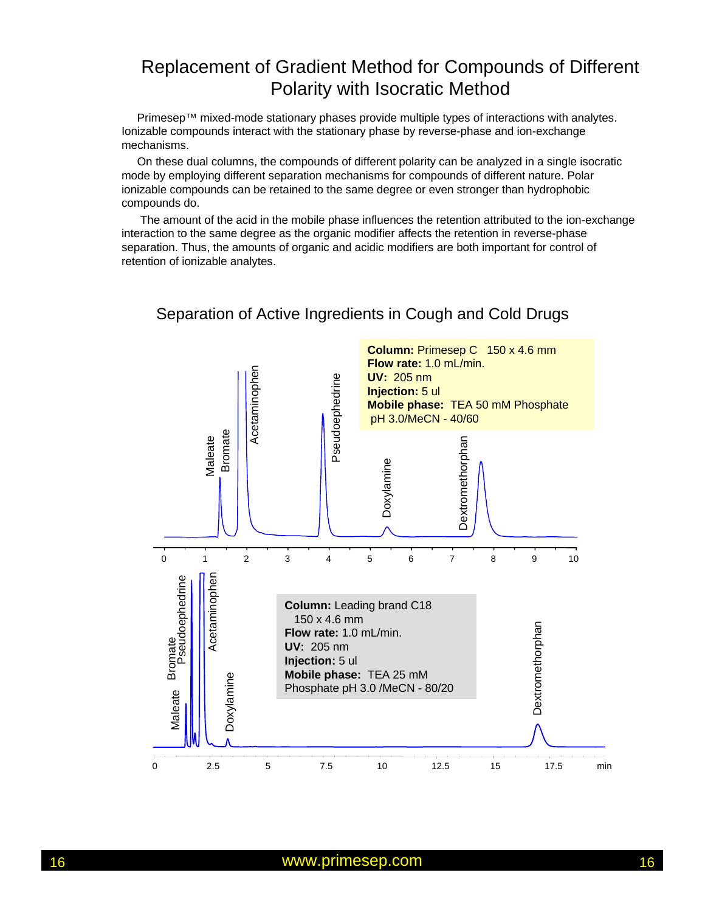# Replacement of Gradient Method for Compounds of Different Polarity with Isocratic Method

Primesep™ mixed-mode stationary phases provide multiple types of interactions with analytes. Ionizable compounds interact with the stationary phase by reverse-phase and ion-exchange mechanisms.

On these dual columns, the compounds of different polarity can be analyzed in a single isocratic mode by employing different separation mechanisms for compounds of different nature. Polar ionizable compounds can be retained to the same degree or even stronger than hydrophobic compounds do.

The amount of the acid in the mobile phase influences the retention attributed to the ion-exchange interaction to the same degree as the organic modifier affects the retention in reverse-phase separation. Thus, the amounts of organic and acidic modifiers are both important for control of retention of ionizable analytes.

## Separation of Active Ingredients in Cough and Cold Drugs

**Column:** Primesep C 150 x 4.6 mm
**Flow rate:** 1.0 mL/min.
**UV:** 205 nm
**Injection:** 5 ul
**Mobile phase:** TEA 50 mM Phosphate pH 3.0/MeCN - 40/60

Maleate, Bromate, Acetaminophen, Pseudoephedrine, Doxylamine, Dextromethorphan

0 1 2 3 4 5 6 7 8 9 10

**Column:** Leading brand C18 150 x 4.6 mm
**Flow rate:** 1.0 mL/min.
**UV:** 205 nm
**Injection:** 5 ul
**Mobile phase:** TEA 25 mM Phosphate pH 3.0 /MeCN - 80/20

Maleate, Bromate, Pseudoephedrine, Acetaminophen, Doxylamine, Dextromethorphan

0 2.5 5 7.5 10 12.5 15 17.5 min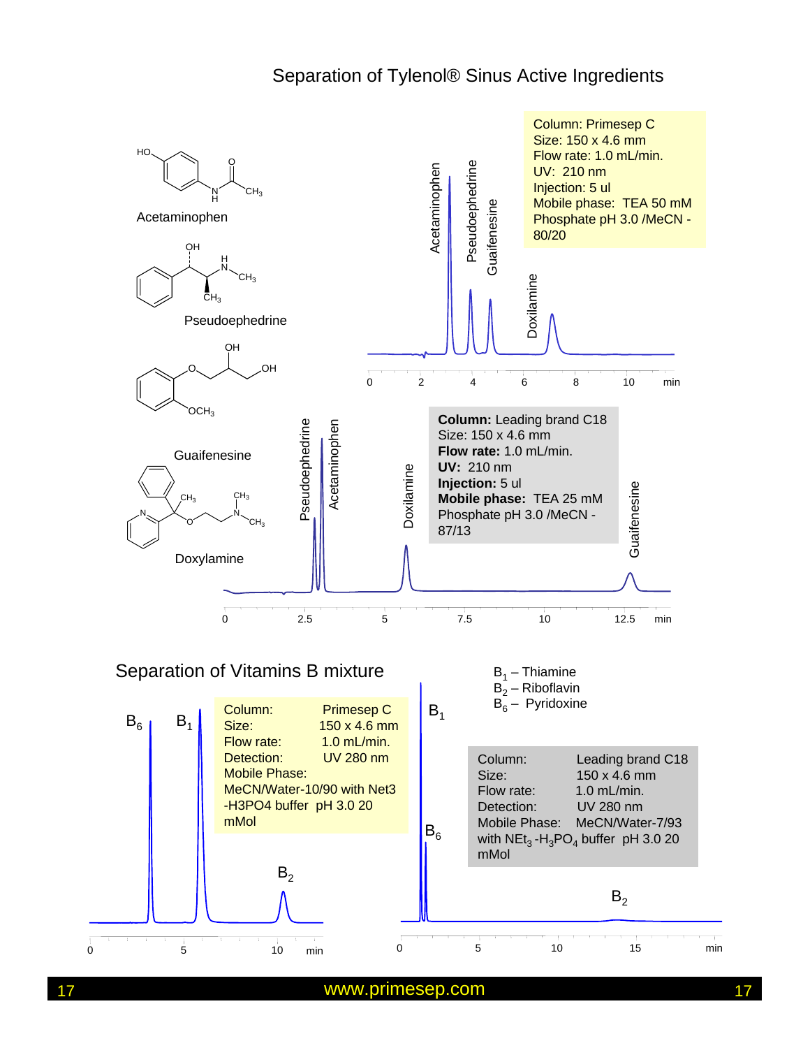# Separation of Tylenol® Sinus Active Ingredients

Acetaminophen

Pseudoephedrine

Guaifenesine

Doxylamine

Column: Primesep C
Size: 150 x 4.6 mm
Flow rate: 1.0 mL/min.
UV: 210 nm
Injection: 5 ul
Mobile phase: TEA 50 mM Phosphate pH 3.0 /MeCN - 80/20

Acetaminophen, Pseudoephedrine, Guaifenesine, Doxilamine

0 2 4 6 8 10 min

**Column:** Leading brand C18
Size: 150 x 4.6 mm
**Flow rate:** 1.0 mL/min.
**UV:** 210 nm
**Injection:** 5 ul
**Mobile phase:** TEA 25 mM Phosphate pH 3.0 /MeCN - 87/13

Pseudoephedrine, Acetaminophen, Doxilamine, Guaifenesine

0 2.5 5 7.5 10 12.5 min

# Separation of Vitamins B mixture

$B_1$ – Thiamine
$B_2$ – Riboflavin
$B_6$ – Pyridoxine

| | |
|---|---|
| Column: | Primesep C |
| Size: | 150 x 4.6 mm |
| Flow rate: | 1.0 mL/min. |
| Detection: | UV 280 nm |

Mobile Phase: MeCN/Water-10/90 with Net3 -H3PO4 buffer pH 3.0 20 mMol

$B_6$, $B_1$, $B_2$

0 5 10 min

| | |
|---|---|
| Column: | Leading brand C18 |
| Size: | 150 x 4.6 mm |
| Flow rate: | 1.0 mL/min. |
| Detection: | UV 280 nm |
| Mobile Phase: | MeCN/Water-7/93 |

with $NEt_3$-$H_3PO_4$ buffer pH 3.0 20 mMol

$B_1$, $B_6$, $B_2$

0 5 10 15 min

www.primesep.com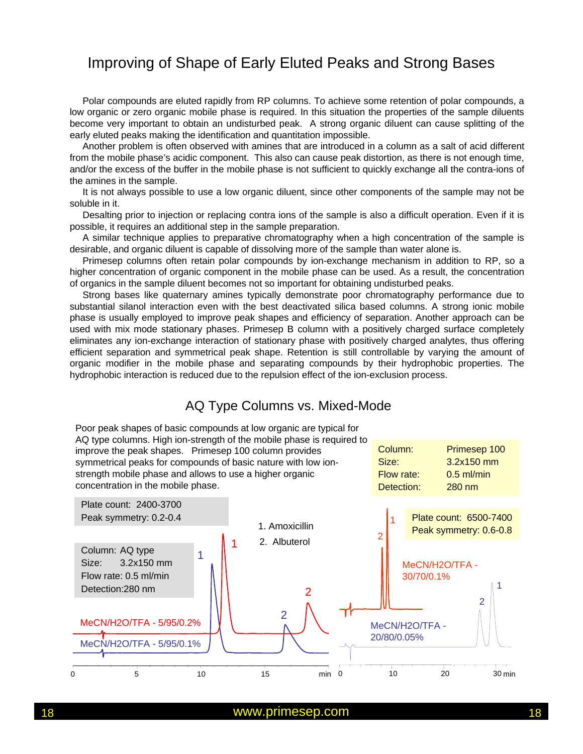# Improving of Shape of Early Eluted Peaks and Strong Bases

Polar compounds are eluted rapidly from RP columns. To achieve some retention of polar compounds, a low organic or zero organic mobile phase is required. In this situation the properties of the sample diluents become very important to obtain an undisturbed peak. A strong organic diluent can cause splitting of the early eluted peaks making the identification and quantitation impossible.

Another problem is often observed with amines that are introduced in a column as a salt of acid different from the mobile phase's acidic component. This also can cause peak distortion, as there is not enough time, and/or the excess of the buffer in the mobile phase is not sufficient to quickly exchange all the contra-ions of the amines in the sample.

It is not always possible to use a low organic diluent, since other components of the sample may not be soluble in it.

Desalting prior to injection or replacing contra ions of the sample is also a difficult operation. Even if it is possible, it requires an additional step in the sample preparation.

A similar technique applies to preparative chromatography when a high concentration of the sample is desirable, and organic diluent is capable of dissolving more of the sample than water alone is.

Primesep columns often retain polar compounds by ion-exchange mechanism in addition to RP, so a higher concentration of organic component in the mobile phase can be used. As a result, the concentration of organics in the sample diluent becomes not so important for obtaining undisturbed peaks.

Strong bases like quaternary amines typically demonstrate poor chromatography performance due to substantial silanol interaction even with the best deactivated silica based columns. A strong ionic mobile phase is usually employed to improve peak shapes and efficiency of separation. Another approach can be used with mix mode stationary phases. Primesep B column with a positively charged surface completely eliminates any ion-exchange interaction of stationary phase with positively charged analytes, thus offering efficient separation and symmetrical peak shape. Retention is still controllable by varying the amount of organic modifier in the mobile phase and separating compounds by their hydrophobic properties. The hydrophobic interaction is reduced due to the repulsion effect of the ion-exclusion process.

## AQ Type Columns vs. Mixed-Mode

Poor peak shapes of basic compounds at low organic are typical for AQ type columns. High ion-strength of the mobile phase is required to improve the peak shapes. Primesep 100 column provides symmetrical peaks for compounds of basic nature with low ion-strength mobile phase and allows to use a higher organic concentration in the mobile phase.

Plate count: 2400-3700
Peak symmetry: 0.2-0.4

Column: AQ type
Size: 3.2x150 mm
Flow rate: 0.5 ml/min
Detection: 280 nm

1. Amoxicillin
2. Albuterol

MeCN/H2O/TFA - 5/95/0.2%
MeCN/H2O/TFA - 5/95/0.1%

Column: Primesep 100
Size: 3.2x150 mm
Flow rate: 0.5 ml/min
Detection: 280 nm

Plate count: 6500-7400
Peak symmetry: 0.6-0.8

MeCN/H2O/TFA - 30/70/0.1%
MeCN/H2O/TFA - 20/80/0.05%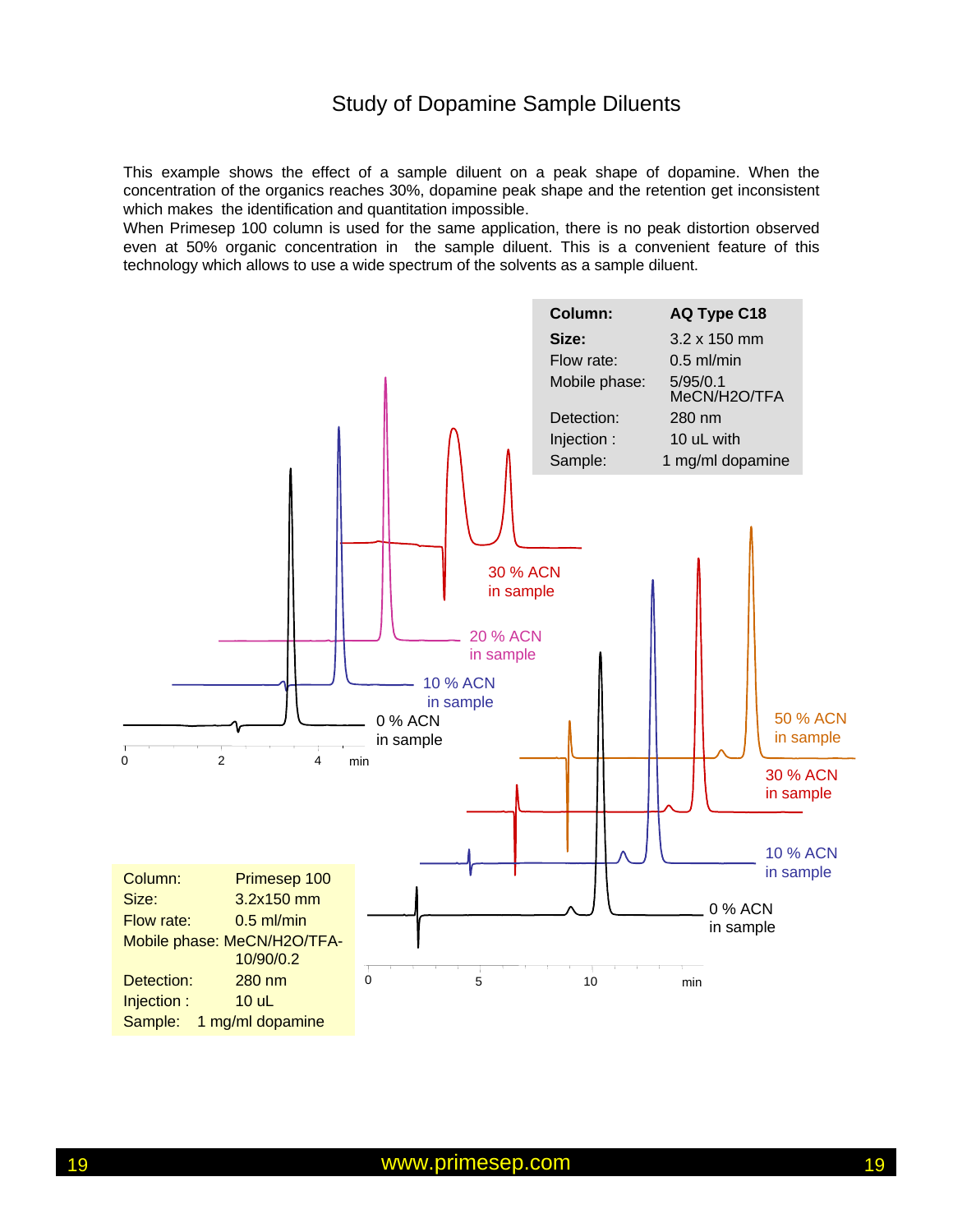# Study of Dopamine Sample Diluents

This example shows the effect of a sample diluent on a peak shape of dopamine. When the concentration of the organics reaches 30%, dopamine peak shape and the retention get inconsistent which makes the identification and quantitation impossible.
When Primesep 100 column is used for the same application, there is no peak distortion observed even at 50% organic concentration in the sample diluent. This is a convenient feature of this technology which allows to use a wide spectrum of the solvents as a sample diluent.

| **Column:** | **AQ Type C18** |
|---|---|
| **Size:** | 3.2 x 150 mm |
| Flow rate: | 0.5 ml/min |
| Mobile phase: | 5/95/0.1 MeCN/H2O/TFA |
| Detection: | 280 nm |
| Injection : | 10 uL with |
| Sample: | 1 mg/ml dopamine |

30 % ACN in sample

20 % ACN in sample

10 % ACN in sample

0 % ACN in sample

0 2 4 min

50 % ACN in sample

30 % ACN in sample

10 % ACN in sample

0 % ACN in sample

0 5 10 min

| Column: | Primesep 100 |
|---|---|
| Size: | 3.2x150 mm |
| Flow rate: | 0.5 ml/min |
| Mobile phase: | MeCN/H2O/TFA-10/90/0.2 |
| Detection: | 280 nm |
| Injection : | 10 uL |
| Sample: | 1 mg/ml dopamine |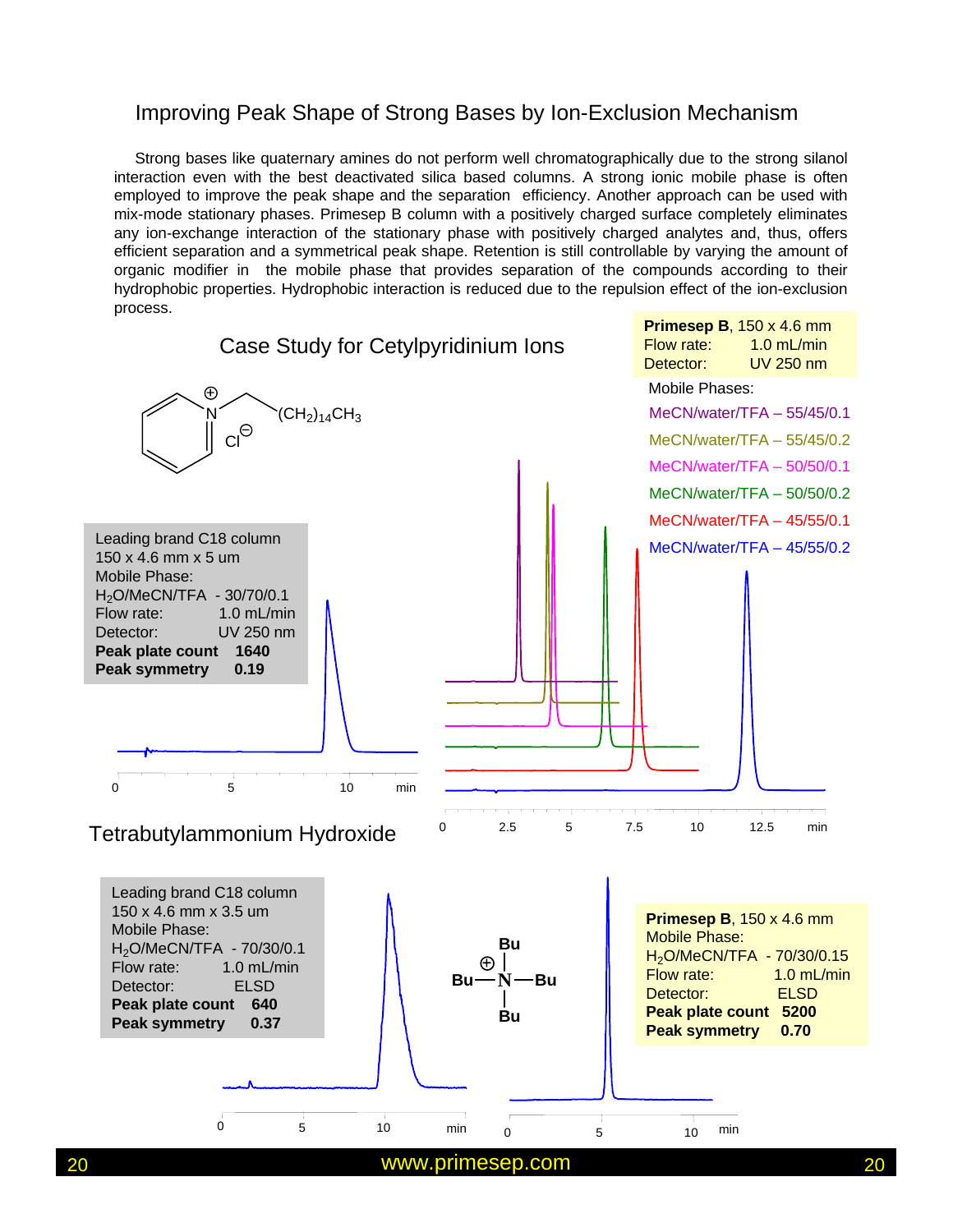# Improving Peak Shape of Strong Bases by Ion-Exclusion Mechanism

Strong bases like quaternary amines do not perform well chromatographically due to the strong silanol interaction even with the best deactivated silica based columns. A strong ionic mobile phase is often employed to improve the peak shape and the separation efficiency. Another approach can be used with mix-mode stationary phases. Primesep B column with a positively charged surface completely eliminates any ion-exchange interaction of the stationary phase with positively charged analytes and, thus, offers efficient separation and a symmetrical peak shape. Retention is still controllable by varying the amount of organic modifier in the mobile phase that provides separation of the compounds according to their hydrophobic properties. Hydrophobic interaction is reduced due to the repulsion effect of the ion-exclusion process.

## Case Study for Cetylpyridinium Ions

Leading brand C18 column
150 x 4.6 mm x 5 um
Mobile Phase:
$H_2O$/MeCN/TFA - 30/70/0.1
Flow rate: 1.0 mL/min
Detector: UV 250 nm
**Peak plate count 1640**
**Peak symmetry 0.19**

**Primesep B**, 150 x 4.6 mm
Flow rate: 1.0 mL/min
Detector: UV 250 nm

Mobile Phases:
MeCN/water/TFA – 55/45/0.1
MeCN/water/TFA – 55/45/0.2
MeCN/water/TFA – 50/50/0.1
MeCN/water/TFA – 50/50/0.2
MeCN/water/TFA – 45/55/0.1
MeCN/water/TFA – 45/55/0.2

## Tetrabutylammonium Hydroxide

Leading brand C18 column
150 x 4.6 mm x 3.5 um
Mobile Phase:
$H_2O$/MeCN/TFA - 70/30/0.1
Flow rate: 1.0 mL/min
Detector: ELSD
**Peak plate count 640**
**Peak symmetry 0.37**

**Primesep B**, 150 x 4.6 mm
Mobile Phase:
$H_2O$/MeCN/TFA - 70/30/0.15
Flow rate: 1.0 mL/min
Detector: ELSD
**Peak plate count 5200**
**Peak symmetry 0.70**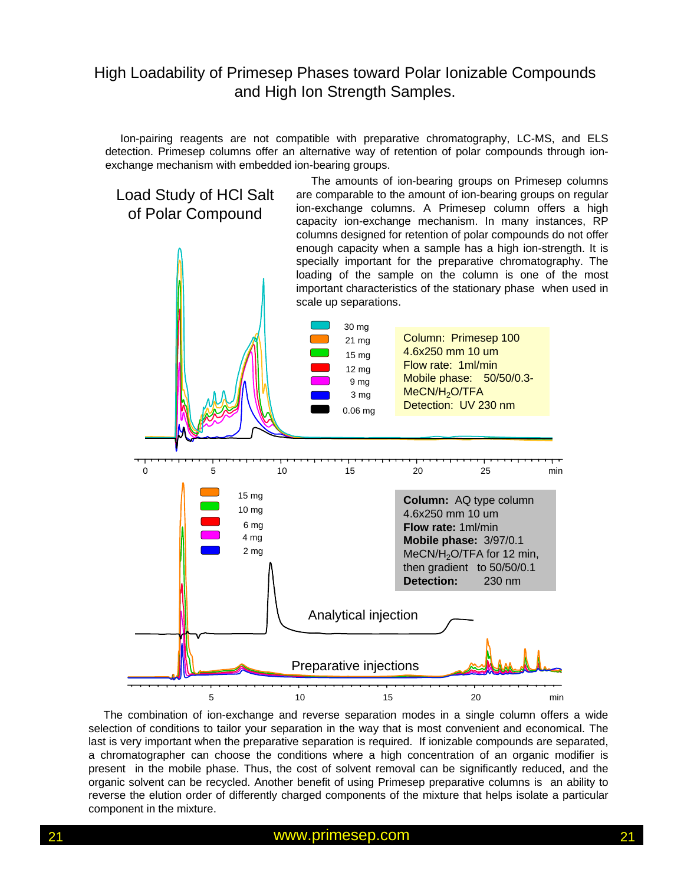# High Loadability of Primesep Phases toward Polar Ionizable Compounds and High Ion Strength Samples.

Ion-pairing reagents are not compatible with preparative chromatography, LC-MS, and ELS detection. Primesep columns offer an alternative way of retention of polar compounds through ion-exchange mechanism with embedded ion-bearing groups.

## Load Study of HCl Salt of Polar Compound

The amounts of ion-bearing groups on Primesep columns are comparable to the amount of ion-bearing groups on regular ion-exchange columns. A Primesep column offers a high capacity ion-exchange mechanism. In many instances, RP columns designed for retention of polar compounds do not offer enough capacity when a sample has a high ion-strength. It is specially important for the preparative chromatography. The loading of the sample on the column is one of the most important characteristics of the stationary phase when used in scale up separations.

30 mg
21 mg
15 mg
12 mg
9 mg
3 mg
0.06 mg

Column: Primesep 100
4.6x250 mm 10 um
Flow rate: 1ml/min
Mobile phase: 50/50/0.3- MeCN/$H_2O$/TFA
Detection: UV 230 nm

15 mg
10 mg
6 mg
4 mg
2 mg

**Column:** AQ type column
4.6x250 mm 10 um
**Flow rate:** 1ml/min
**Mobile phase:** 3/97/0.1 MeCN/$H_2O$/TFA for 12 min, then gradient to 50/50/0.1
**Detection:** 230 nm

Analytical injection

Preparative injections

The combination of ion-exchange and reverse separation modes in a single column offers a wide selection of conditions to tailor your separation in the way that is most convenient and economical. The last is very important when the preparative separation is required. If ionizable compounds are separated, a chromatographer can choose the conditions where a high concentration of an organic modifier is present in the mobile phase. Thus, the cost of solvent removal can be significantly reduced, and the organic solvent can be recycled. Another benefit of using Primesep preparative columns is an ability to reverse the elution order of differently charged components of the mixture that helps isolate a particular component in the mixture.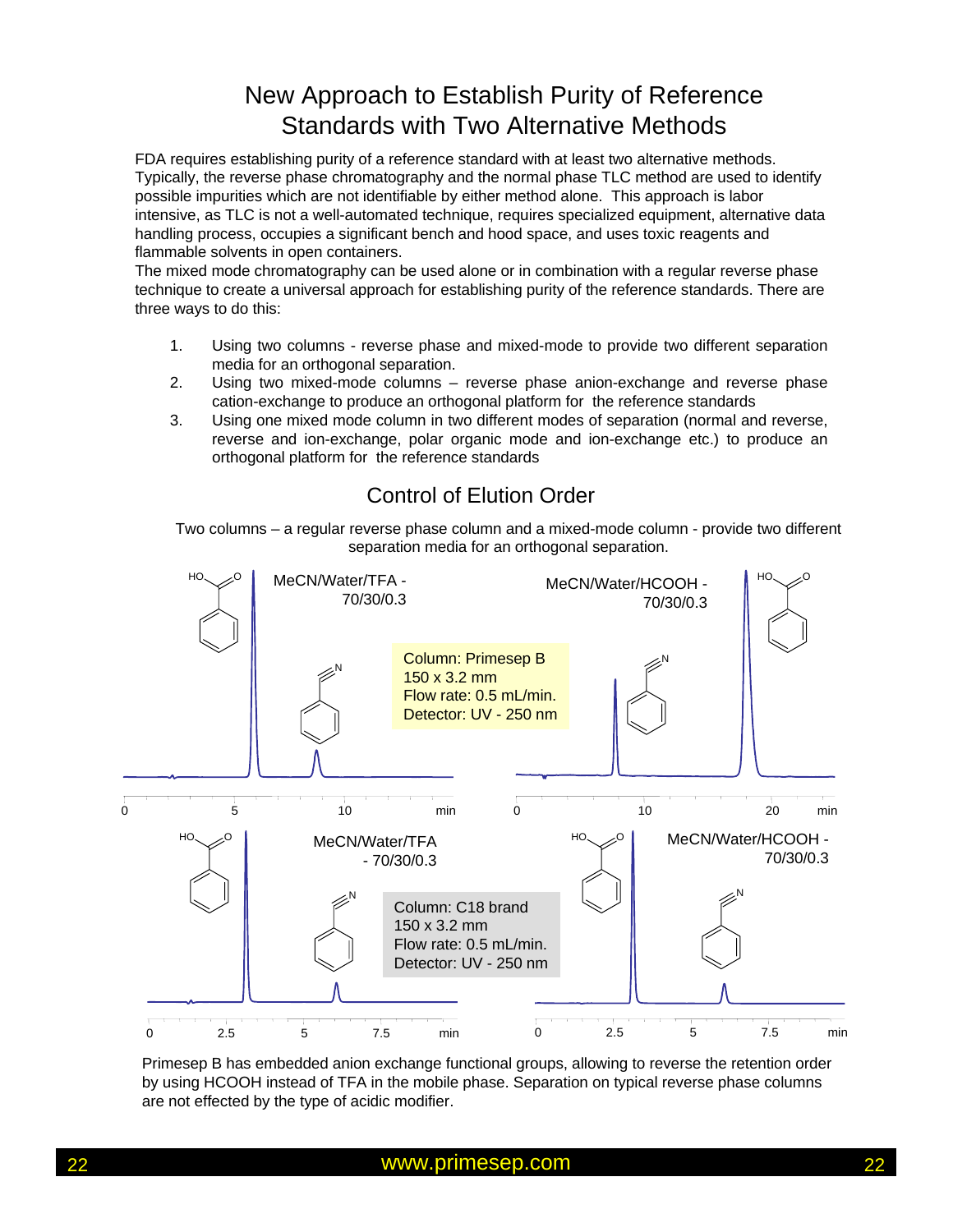# New Approach to Establish Purity of Reference Standards with Two Alternative Methods

FDA requires establishing purity of a reference standard with at least two alternative methods. Typically, the reverse phase chromatography and the normal phase TLC method are used to identify possible impurities which are not identifiable by either method alone. This approach is labor intensive, as TLC is not a well-automated technique, requires specialized equipment, alternative data handling process, occupies a significant bench and hood space, and uses toxic reagents and flammable solvents in open containers.

The mixed mode chromatography can be used alone or in combination with a regular reverse phase technique to create a universal approach for establishing purity of the reference standards. There are three ways to do this:

1. Using two columns - reverse phase and mixed-mode to provide two different separation media for an orthogonal separation.
2. Using two mixed-mode columns – reverse phase anion-exchange and reverse phase cation-exchange to produce an orthogonal platform for the reference standards
3. Using one mixed mode column in two different modes of separation (normal and reverse, reverse and ion-exchange, polar organic mode and ion-exchange etc.) to produce an orthogonal platform for the reference standards

## Control of Elution Order

Two columns – a regular reverse phase column and a mixed-mode column - provide two different separation media for an orthogonal separation.

MeCN/Water/TFA - 70/30/0.3

MeCN/Water/HCOOH - 70/30/0.3

Column: Primesep B
150 x 3.2 mm
Flow rate: 0.5 mL/min.
Detector: UV - 250 nm

MeCN/Water/TFA - 70/30/0.3

MeCN/Water/HCOOH - 70/30/0.3

Column: C18 brand
150 x 3.2 mm
Flow rate: 0.5 mL/min.
Detector: UV - 250 nm

Primesep B has embedded anion exchange functional groups, allowing to reverse the retention order by using HCOOH instead of TFA in the mobile phase. Separation on typical reverse phase columns are not effected by the type of acidic modifier.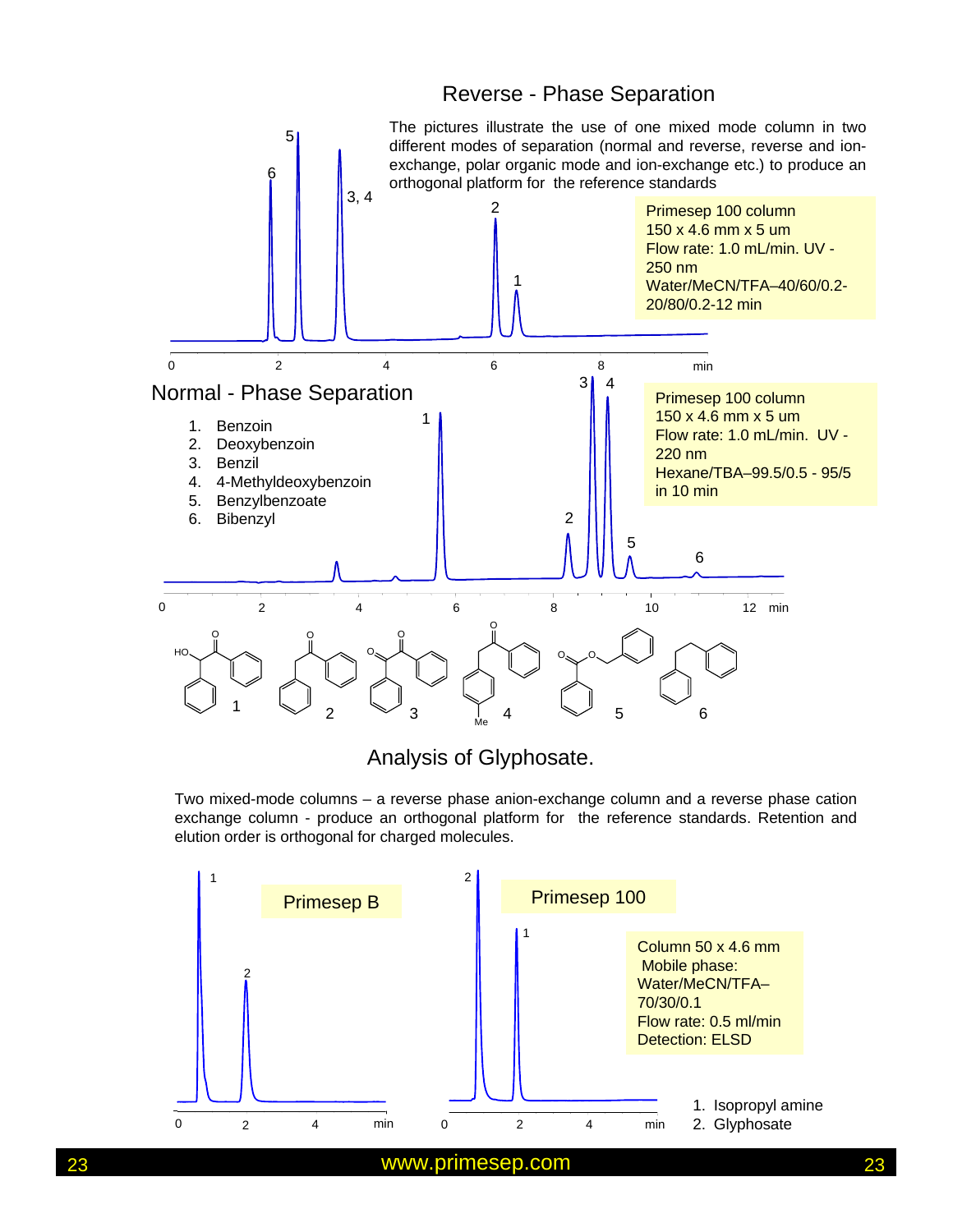## Reverse - Phase Separation

The pictures illustrate the use of one mixed mode column in two different modes of separation (normal and reverse, reverse and ion-exchange, polar organic mode and ion-exchange etc.) to produce an orthogonal platform for the reference standards

Primesep 100 column
150 x 4.6 mm x 5 um
Flow rate: 1.0 mL/min. UV - 250 nm
Water/MeCN/TFA–40/60/0.2-20/80/0.2-12 min

## Normal - Phase Separation

1. Benzoin
2. Deoxybenzoin
3. Benzil
4. 4-Methyldeoxybenzoin
5. Benzylbenzoate
6. Bibenzyl

Primesep 100 column
150 x 4.6 mm x 5 um
Flow rate: 1.0 mL/min. UV - 220 nm
Hexane/TBA–99.5/0.5 - 95/5 in 10 min

## Analysis of Glyphosate.

Two mixed-mode columns – a reverse phase anion-exchange column and a reverse phase cation exchange column - produce an orthogonal platform for the reference standards. Retention and elution order is orthogonal for charged molecules.

Primesep B

Primesep 100

Column 50 x 4.6 mm
Mobile phase: Water/MeCN/TFA–70/30/0.1
Flow rate: 0.5 ml/min
Detection: ELSD

1. Isopropyl amine
2. Glyphosate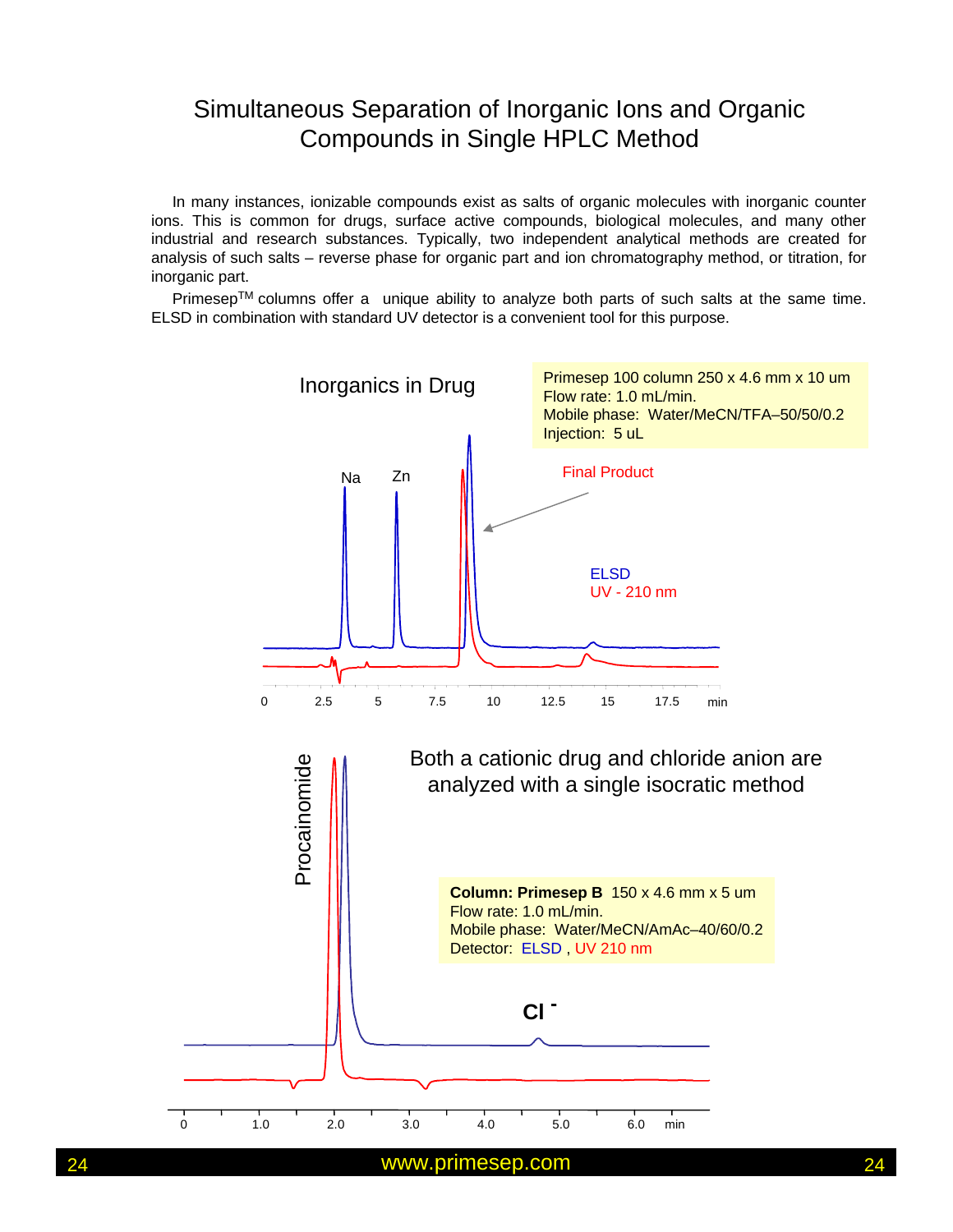# Simultaneous Separation of Inorganic Ions and Organic Compounds in Single HPLC Method

In many instances, ionizable compounds exist as salts of organic molecules with inorganic counter ions. This is common for drugs, surface active compounds, biological molecules, and many other industrial and research substances. Typically, two independent analytical methods are created for analysis of such salts – reverse phase for organic part and ion chromatography method, or titration, for inorganic part.

Primesep[TM] columns offer a unique ability to analyze both parts of such salts at the same time. ELSD in combination with standard UV detector is a convenient tool for this purpose.

## Inorganics in Drug

Primesep 100 column 250 x 4.6 mm x 10 um
Flow rate: 1.0 mL/min.
Mobile phase: Water/MeCN/TFA–50/50/0.2
Injection: 5 uL

Na, Zn, Final Product

ELSD
UV - 210 nm

0, 2.5, 5, 7.5, 10, 12.5, 15, 17.5 min

## Both a cationic drug and chloride anion are analyzed with a single isocratic method

**Column: Primesep B** 150 x 4.6 mm x 5 um
Flow rate: 1.0 mL/min.
Mobile phase: Water/MeCN/AmAc–40/60/0.2
Detector: ELSD , UV 210 nm

Procainomide, $Cl^-$

0, 1.0, 2.0, 3.0, 4.0, 5.0, 6.0 min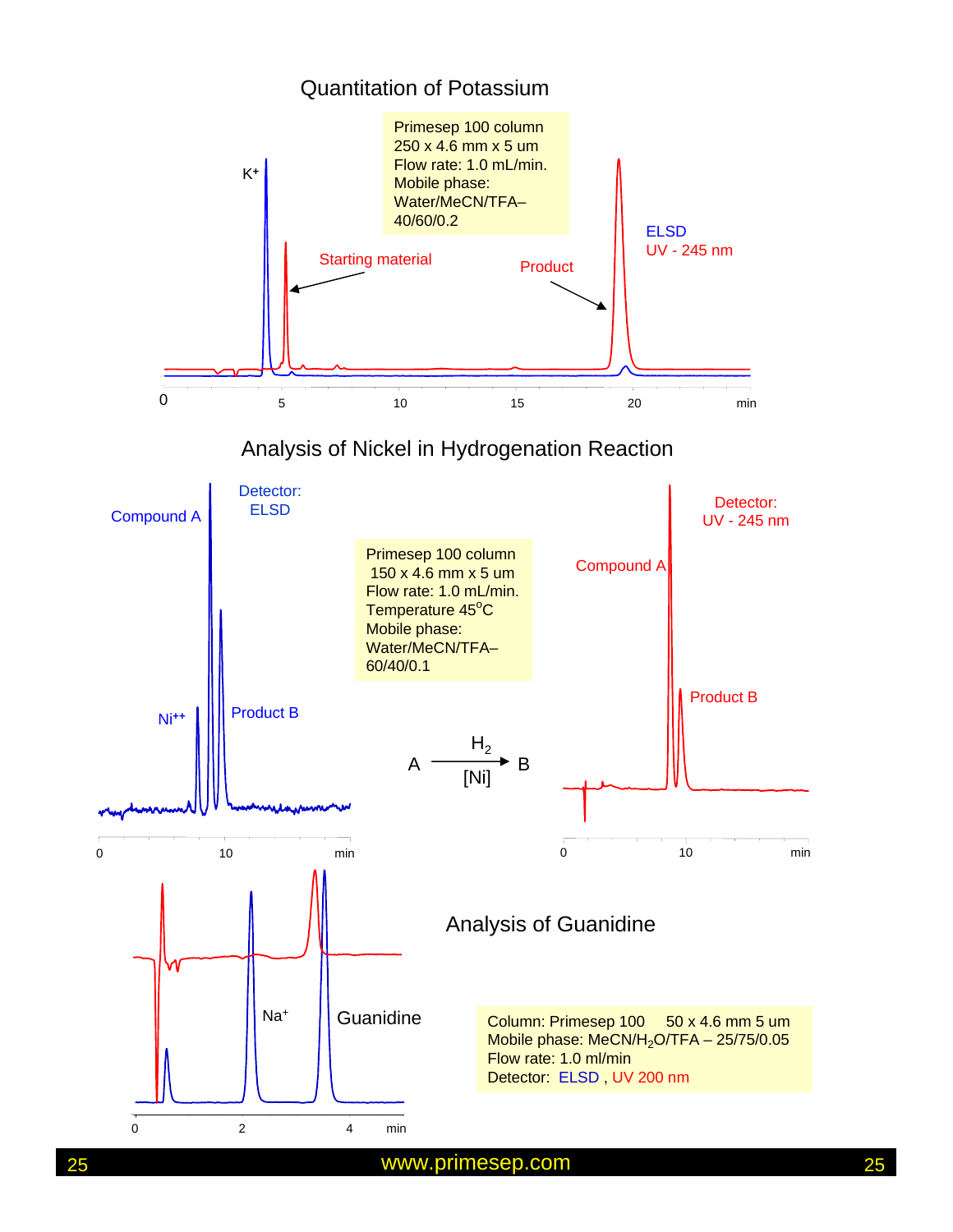## Quantitation of Potassium

Primesep 100 column
250 x 4.6 mm x 5 um
Flow rate: 1.0 mL/min.
Mobile phase:
Water/MeCN/TFA–
40/60/0.2

$K^+$

Starting material

Product

ELSD

UV - 245 nm

0

5

10

15

20

min

## Analysis of Nickel in Hydrogenation Reaction

Detector:
ELSD

Compound A

$Ni^{++}$

Product B

0

10

min

Primesep 100 column
150 x 4.6 mm x 5 um
Flow rate: 1.0 mL/min.
Temperature 45°C
Mobile phase:
Water/MeCN/TFA–
60/40/0.1

$$A \xrightarrow[\text{[Ni]}]{H_2} B$$

Detector:
UV - 245 nm

Compound A

Product B

0

10

min

## Analysis of Guanidine

$Na^+$

Guanidine

0

2

4

min

Column: Primesep 100 50 x 4.6 mm 5 um
Mobile phase: $MeCN/H_2O/TFA$ – 25/75/0.05
Flow rate: 1.0 ml/min
Detector: ELSD , UV 200 nm

www.primesep.com